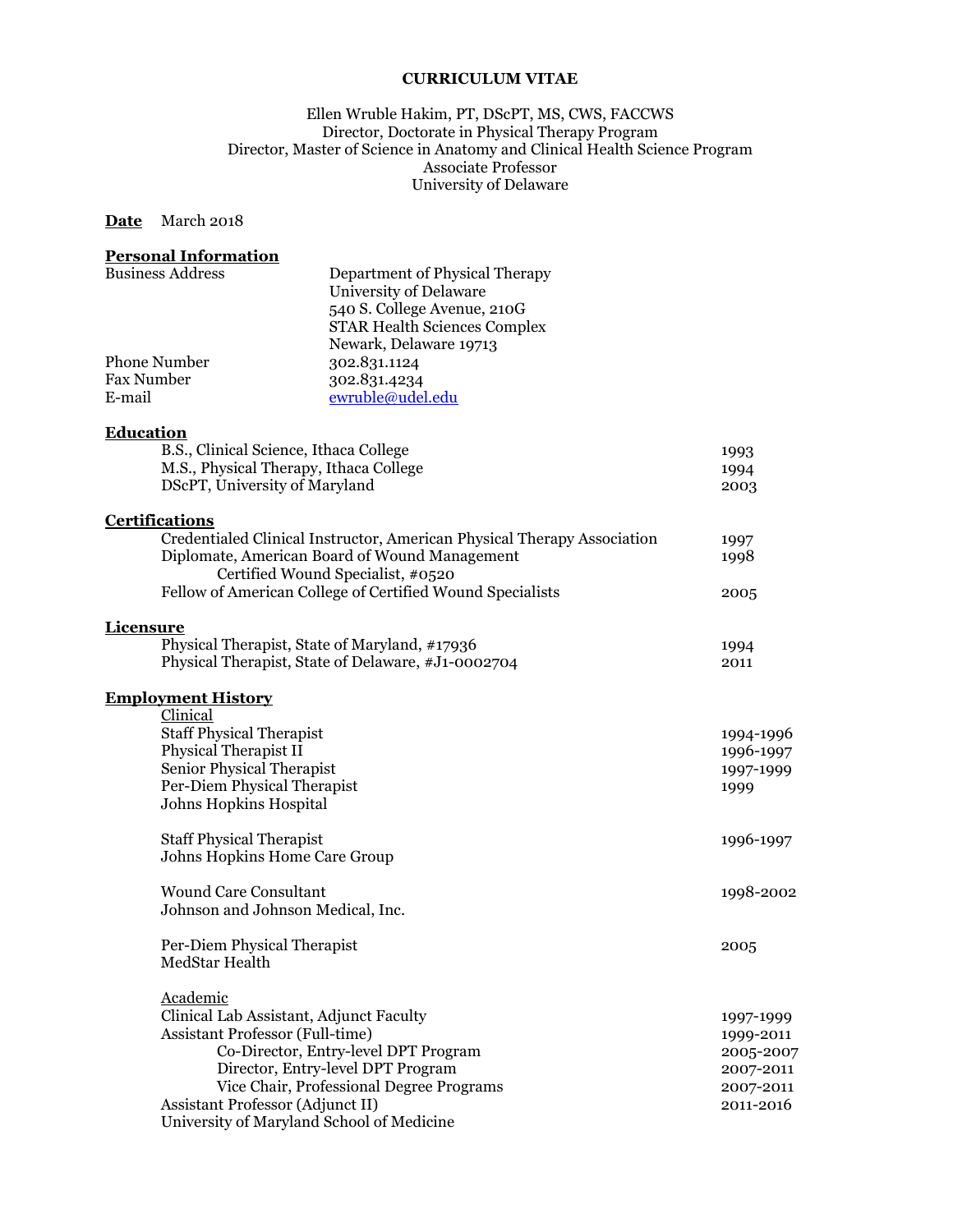# CURRICULUM VITAE

Ellen Wruble Hakim, PT, DScPT, MS, CWS, FACCWS
Director, Doctorate in Physical Therapy Program
Director, Master of Science in Anatomy and Clinical Health Science Program
Associate Professor
University of Delaware

**Date** March 2018

## Personal Information

| | |
|---|---|
| Business Address | Department of Physical Therapy<br>University of Delaware<br>540 S. College Avenue, 210G<br>STAR Health Sciences Complex<br>Newark, Delaware 19713 |
| Phone Number | 302.831.1124 |
| Fax Number | 302.831.4234 |
| E-mail | ewruble@udel.edu |

## Education

| | |
|---|---|
| B.S., Clinical Science, Ithaca College | 1993 |
| M.S., Physical Therapy, Ithaca College | 1994 |
| DScPT, University of Maryland | 2003 |

## Certifications

| | |
|---|---|
| Credentialed Clinical Instructor, American Physical Therapy Association | 1997 |
| Diplomate, American Board of Wound Management<br>Certified Wound Specialist, #0520 | 1998 |
| Fellow of American College of Certified Wound Specialists | 2005 |

## Licensure

| | |
|---|---|
| Physical Therapist, State of Maryland, #17936 | 1994 |
| Physical Therapist, State of Delaware, #J1-0002704 | 2011 |

## Employment History

### Clinical

| | |
|---|---|
| Staff Physical Therapist | 1994-1996 |
| Physical Therapist II | 1996-1997 |
| Senior Physical Therapist | 1997-1999 |
| Per-Diem Physical Therapist | 1999 |
| Johns Hopkins Hospital | |
| | |
| Staff Physical Therapist | 1996-1997 |
| Johns Hopkins Home Care Group | |
| | |
| Wound Care Consultant | 1998-2002 |
| Johnson and Johnson Medical, Inc. | |
| | |
| Per-Diem Physical Therapist | 2005 |
| MedStar Health | |

### Academic

| | |
|---|---|
| Clinical Lab Assistant, Adjunct Faculty | 1997-1999 |
| Assistant Professor (Full-time) | 1999-2011 |
| Co-Director, Entry-level DPT Program | 2005-2007 |
| Director, Entry-level DPT Program | 2007-2011 |
| Vice Chair, Professional Degree Programs | 2007-2011 |
| Assistant Professor (Adjunct II) | 2011-2016 |
| University of Maryland School of Medicine | |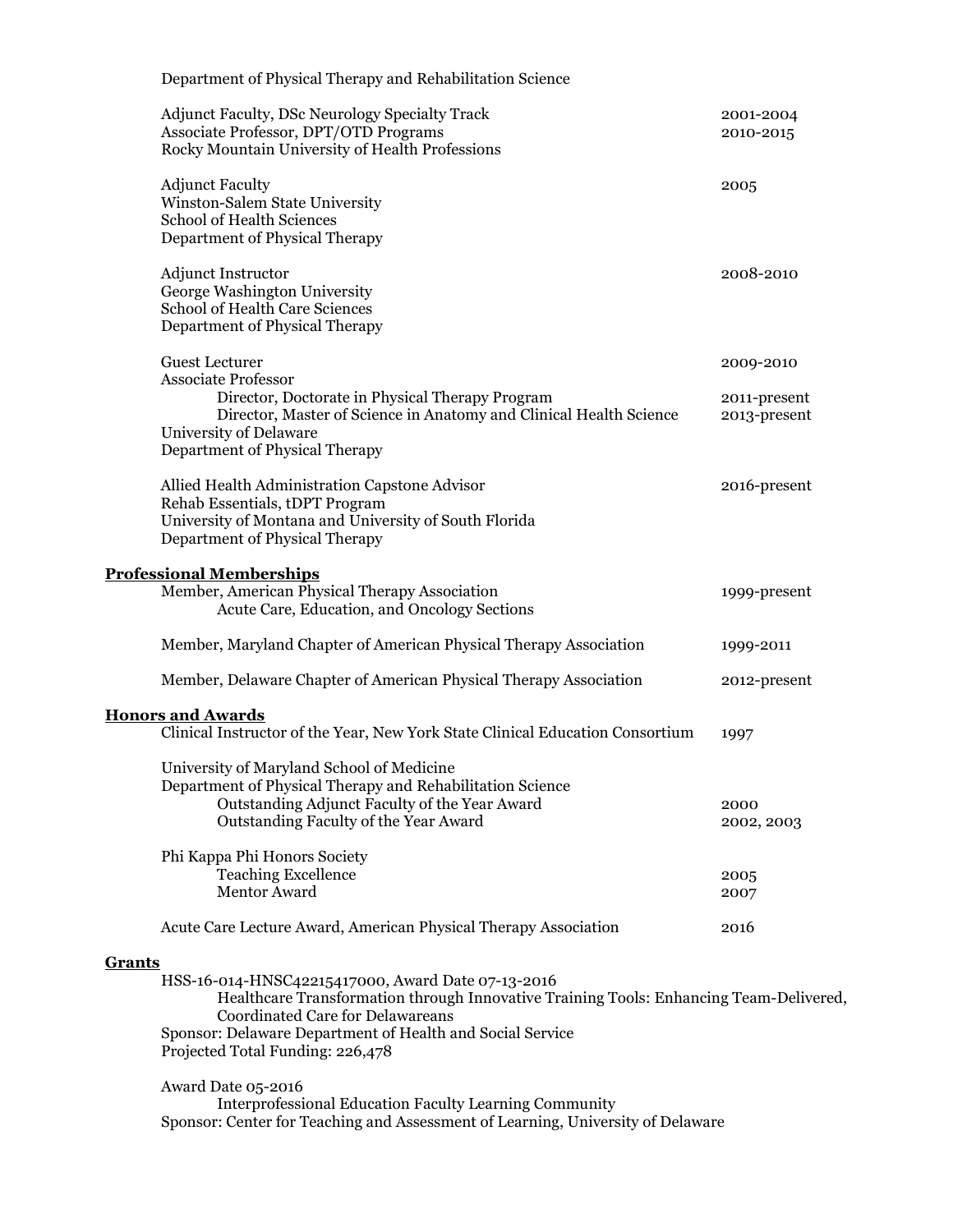Department of Physical Therapy and Rehabilitation Science

Adjunct Faculty, DSc Neurology Specialty Track — 2001-2004
Associate Professor, DPT/OTD Programs — 2010-2015
Rocky Mountain University of Health Professions

Adjunct Faculty — 2005
Winston-Salem State University
School of Health Sciences
Department of Physical Therapy

Adjunct Instructor — 2008-2010
George Washington University
School of Health Care Sciences
Department of Physical Therapy

Guest Lecturer — 2009-2010
Associate Professor
- Director, Doctorate in Physical Therapy Program — 2011-present
- Director, Master of Science in Anatomy and Clinical Health Science — 2013-present

University of Delaware
Department of Physical Therapy

Allied Health Administration Capstone Advisor — 2016-present
Rehab Essentials, tDPT Program
University of Montana and University of South Florida
Department of Physical Therapy

## Professional Memberships

Member, American Physical Therapy Association — 1999-present
- Acute Care, Education, and Oncology Sections

Member, Maryland Chapter of American Physical Therapy Association — 1999-2011

Member, Delaware Chapter of American Physical Therapy Association — 2012-present

## Honors and Awards

Clinical Instructor of the Year, New York State Clinical Education Consortium — 1997

University of Maryland School of Medicine
Department of Physical Therapy and Rehabilitation Science
- Outstanding Adjunct Faculty of the Year Award — 2000
- Outstanding Faculty of the Year Award — 2002, 2003

Phi Kappa Phi Honors Society
- Teaching Excellence — 2005
- Mentor Award — 2007

Acute Care Lecture Award, American Physical Therapy Association — 2016

## Grants

HSS-16-014-HNSC42215417000, Award Date 07-13-2016
- Healthcare Transformation through Innovative Training Tools: Enhancing Team-Delivered, Coordinated Care for Delawareans

Sponsor: Delaware Department of Health and Social Service
Projected Total Funding: 226,478

Award Date 05-2016
- Interprofessional Education Faculty Learning Community

Sponsor: Center for Teaching and Assessment of Learning, University of Delaware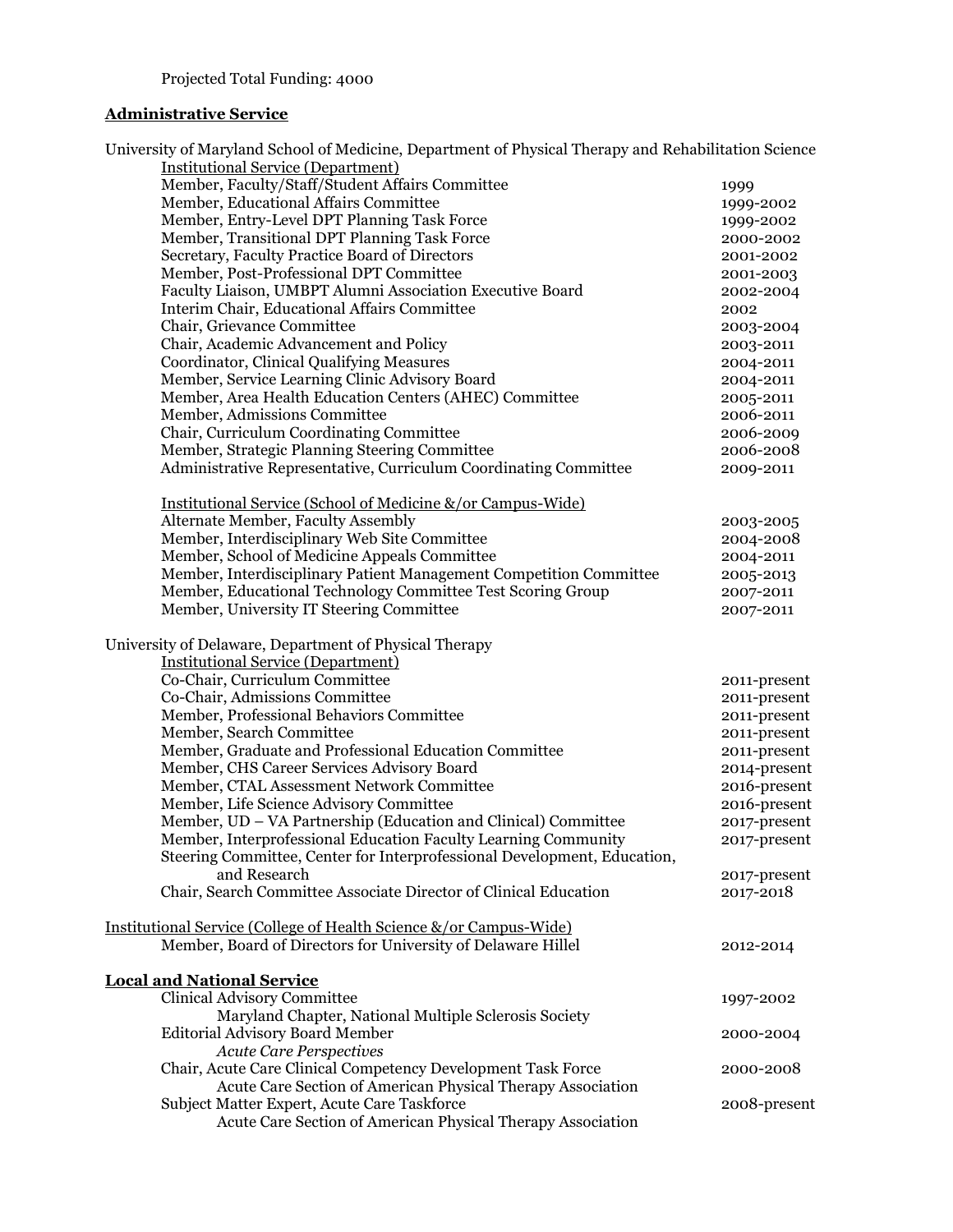Projected Total Funding: 4000

## Administrative Service

University of Maryland School of Medicine, Department of Physical Therapy and Rehabilitation Science

Institutional Service (Department)

| | |
|---|---|
| Member, Faculty/Staff/Student Affairs Committee | 1999 |
| Member, Educational Affairs Committee | 1999-2002 |
| Member, Entry-Level DPT Planning Task Force | 1999-2002 |
| Member, Transitional DPT Planning Task Force | 2000-2002 |
| Secretary, Faculty Practice Board of Directors | 2001-2002 |
| Member, Post-Professional DPT Committee | 2001-2003 |
| Faculty Liaison, UMBPT Alumni Association Executive Board | 2002-2004 |
| Interim Chair, Educational Affairs Committee | 2002 |
| Chair, Grievance Committee | 2003-2004 |
| Chair, Academic Advancement and Policy | 2003-2011 |
| Coordinator, Clinical Qualifying Measures | 2004-2011 |
| Member, Service Learning Clinic Advisory Board | 2004-2011 |
| Member, Area Health Education Centers (AHEC) Committee | 2005-2011 |
| Member, Admissions Committee | 2006-2011 |
| Chair, Curriculum Coordinating Committee | 2006-2009 |
| Member, Strategic Planning Steering Committee | 2006-2008 |
| Administrative Representative, Curriculum Coordinating Committee | 2009-2011 |

Institutional Service (School of Medicine &/or Campus-Wide)

| | |
|---|---|
| Alternate Member, Faculty Assembly | 2003-2005 |
| Member, Interdisciplinary Web Site Committee | 2004-2008 |
| Member, School of Medicine Appeals Committee | 2004-2011 |
| Member, Interdisciplinary Patient Management Competition Committee | 2005-2013 |
| Member, Educational Technology Committee Test Scoring Group | 2007-2011 |
| Member, University IT Steering Committee | 2007-2011 |

University of Delaware, Department of Physical Therapy

Institutional Service (Department)

| | |
|---|---|
| Co-Chair, Curriculum Committee | 2011-present |
| Co-Chair, Admissions Committee | 2011-present |
| Member, Professional Behaviors Committee | 2011-present |
| Member, Search Committee | 2011-present |
| Member, Graduate and Professional Education Committee | 2011-present |
| Member, CHS Career Services Advisory Board | 2014-present |
| Member, CTAL Assessment Network Committee | 2016-present |
| Member, Life Science Advisory Committee | 2016-present |
| Member, UD – VA Partnership (Education and Clinical) Committee | 2017-present |
| Member, Interprofessional Education Faculty Learning Community | 2017-present |
| Steering Committee, Center for Interprofessional Development, Education, and Research | 2017-present |
| Chair, Search Committee Associate Director of Clinical Education | 2017-2018 |

Institutional Service (College of Health Science &/or Campus-Wide)

| | |
|---|---|
| Member, Board of Directors for University of Delaware Hillel | 2012-2014 |

## Local and National Service

| | |
|---|---|
| Clinical Advisory Committee<br>Maryland Chapter, National Multiple Sclerosis Society | 1997-2002 |
| Editorial Advisory Board Member<br>*Acute Care Perspectives* | 2000-2004 |
| Chair, Acute Care Clinical Competency Development Task Force<br>Acute Care Section of American Physical Therapy Association | 2000-2008 |
| Subject Matter Expert, Acute Care Taskforce<br>Acute Care Section of American Physical Therapy Association | 2008-present |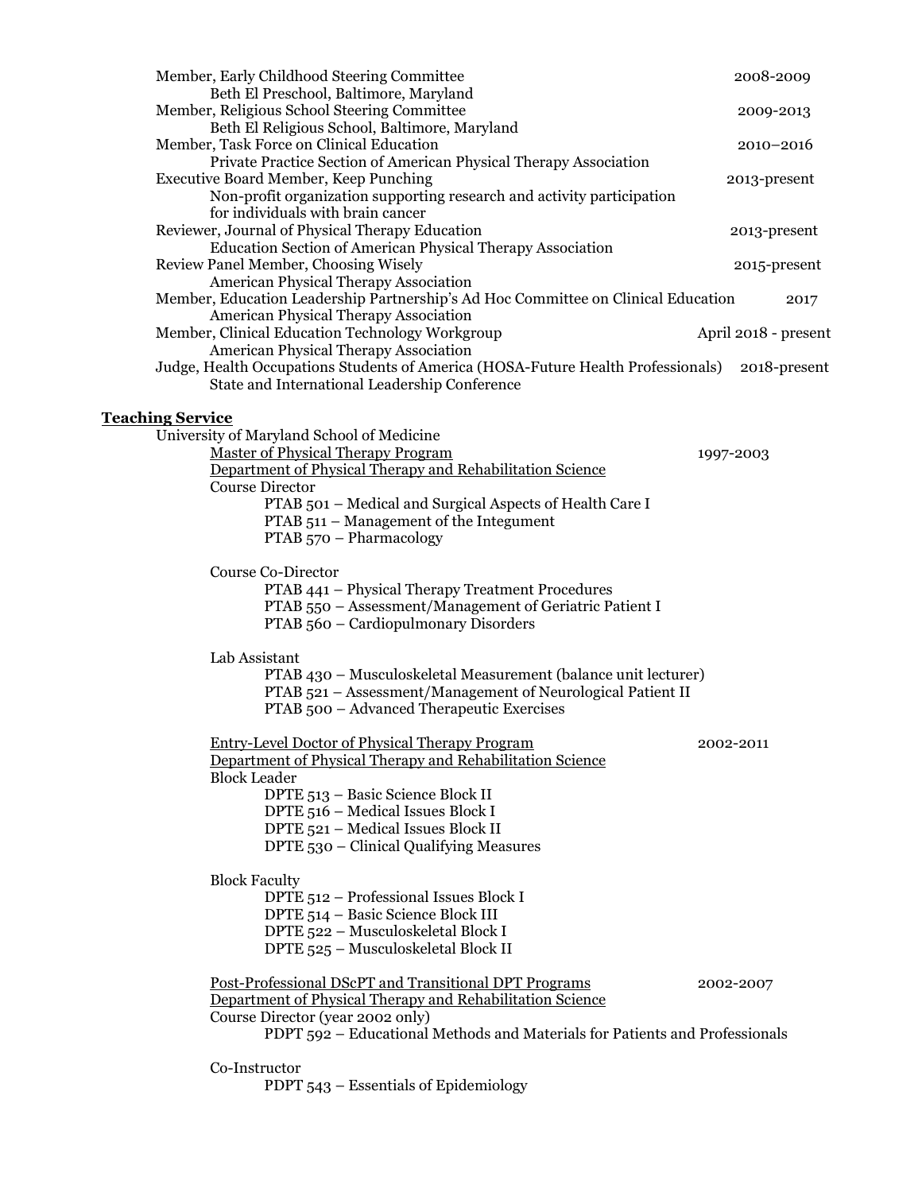Member, Early Childhood Steering Committee 2008-2009
Beth El Preschool, Baltimore, Maryland

Member, Religious School Steering Committee 2009-2013
Beth El Religious School, Baltimore, Maryland

Member, Task Force on Clinical Education 2010–2016
Private Practice Section of American Physical Therapy Association

Executive Board Member, Keep Punching 2013-present
Non-profit organization supporting research and activity participation for individuals with brain cancer

Reviewer, Journal of Physical Therapy Education 2013-present
Education Section of American Physical Therapy Association

Review Panel Member, Choosing Wisely 2015-present
American Physical Therapy Association

Member, Education Leadership Partnership's Ad Hoc Committee on Clinical Education 2017
American Physical Therapy Association

Member, Clinical Education Technology Workgroup April 2018 - present
American Physical Therapy Association

Judge, Health Occupations Students of America (HOSA-Future Health Professionals) 2018-present
State and International Leadership Conference

## Teaching Service

University of Maryland School of Medicine

Master of Physical Therapy Program 1997-2003
Department of Physical Therapy and Rehabilitation Science

Course Director
- PTAB 501 – Medical and Surgical Aspects of Health Care I
- PTAB 511 – Management of the Integument
- PTAB 570 – Pharmacology

Course Co-Director
- PTAB 441 – Physical Therapy Treatment Procedures
- PTAB 550 – Assessment/Management of Geriatric Patient I
- PTAB 560 – Cardiopulmonary Disorders

Lab Assistant
- PTAB 430 – Musculoskeletal Measurement (balance unit lecturer)
- PTAB 521 – Assessment/Management of Neurological Patient II
- PTAB 500 – Advanced Therapeutic Exercises

Entry-Level Doctor of Physical Therapy Program 2002-2011
Department of Physical Therapy and Rehabilitation Science

Block Leader
- DPTE 513 – Basic Science Block II
- DPTE 516 – Medical Issues Block I
- DPTE 521 – Medical Issues Block II
- DPTE 530 – Clinical Qualifying Measures

Block Faculty
- DPTE 512 – Professional Issues Block I
- DPTE 514 – Basic Science Block III
- DPTE 522 – Musculoskeletal Block I
- DPTE 525 – Musculoskeletal Block II

Post-Professional DScPT and Transitional DPT Programs 2002-2007
Department of Physical Therapy and Rehabilitation Science

Course Director (year 2002 only)
- PDPT 592 – Educational Methods and Materials for Patients and Professionals

Co-Instructor
- PDPT 543 – Essentials of Epidemiology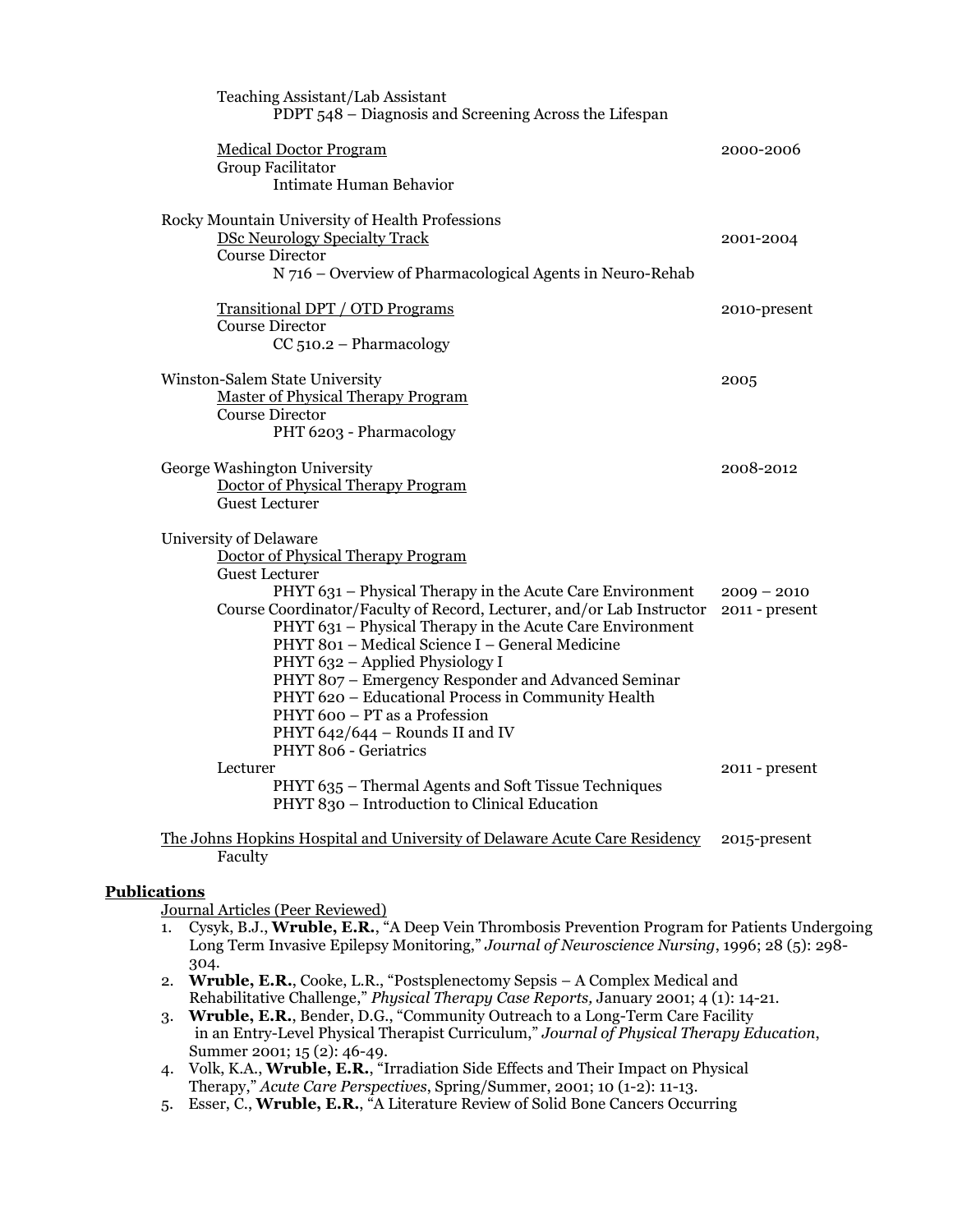Teaching Assistant/Lab Assistant
PDPT 548 – Diagnosis and Screening Across the Lifespan

Medical Doctor Program — 2000-2006
Group Facilitator
Intimate Human Behavior

Rocky Mountain University of Health Professions
DSc Neurology Specialty Track — 2001-2004
Course Director
N 716 – Overview of Pharmacological Agents in Neuro-Rehab

Transitional DPT / OTD Programs — 2010-present
Course Director
CC 510.2 – Pharmacology

Winston-Salem State University — 2005
Master of Physical Therapy Program
Course Director
PHT 6203 - Pharmacology

George Washington University — 2008-2012
Doctor of Physical Therapy Program
Guest Lecturer

University of Delaware
Doctor of Physical Therapy Program
Guest Lecturer
PHYT 631 – Physical Therapy in the Acute Care Environment — 2009 – 2010
Course Coordinator/Faculty of Record, Lecturer, and/or Lab Instructor — 2011 - present
PHYT 631 – Physical Therapy in the Acute Care Environment
PHYT 801 – Medical Science I – General Medicine
PHYT 632 – Applied Physiology I
PHYT 807 – Emergency Responder and Advanced Seminar
PHYT 620 – Educational Process in Community Health
PHYT 600 – PT as a Profession
PHYT 642/644 – Rounds II and IV
PHYT 806 - Geriatrics
Lecturer — 2011 - present
PHYT 635 – Thermal Agents and Soft Tissue Techniques
PHYT 830 – Introduction to Clinical Education

The Johns Hopkins Hospital and University of Delaware Acute Care Residency — 2015-present
Faculty

## Publications

Journal Articles (Peer Reviewed)

1. Cysyk, B.J., **Wruble, E.R.**, "A Deep Vein Thrombosis Prevention Program for Patients Undergoing Long Term Invasive Epilepsy Monitoring," *Journal of Neuroscience Nursing*, 1996; 28 (5): 298-304.
2. **Wruble, E.R.**, Cooke, L.R., "Postsplenectomy Sepsis – A Complex Medical and Rehabilitative Challenge," *Physical Therapy Case Reports,* January 2001; 4 (1): 14-21.
3. **Wruble, E.R.**, Bender, D.G., "Community Outreach to a Long-Term Care Facility in an Entry-Level Physical Therapist Curriculum," *Journal of Physical Therapy Education*, Summer 2001; 15 (2): 46-49.
4. Volk, K.A., **Wruble, E.R.**, "Irradiation Side Effects and Their Impact on Physical Therapy," *Acute Care Perspectives*, Spring/Summer, 2001; 10 (1-2): 11-13.
5. Esser, C., **Wruble, E.R.**, "A Literature Review of Solid Bone Cancers Occurring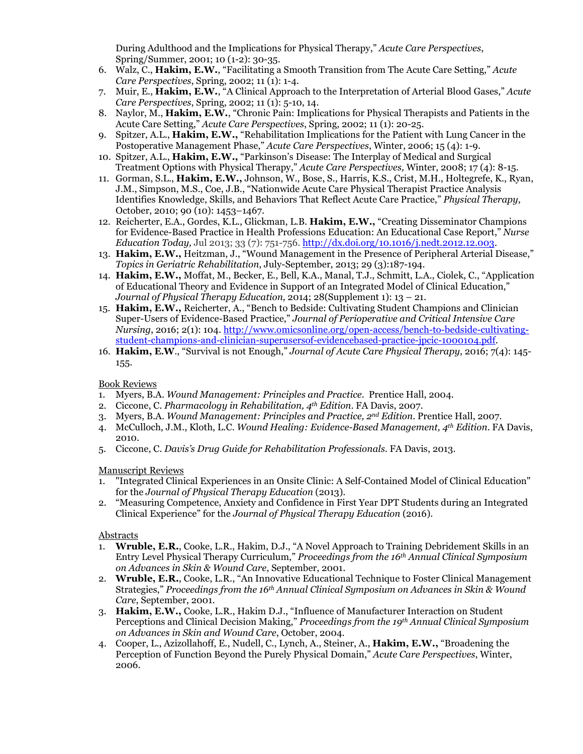During Adulthood and the Implications for Physical Therapy," *Acute Care Perspectives*, Spring/Summer, 2001; 10 (1-2): 30-35.

6. Walz, C., **Hakim, E.W.**, "Facilitating a Smooth Transition from The Acute Care Setting," *Acute Care Perspectives*, Spring, 2002; 11 (1): 1-4.
7. Muir, E., **Hakim, E.W.**, "A Clinical Approach to the Interpretation of Arterial Blood Gases," *Acute Care Perspectives*, Spring, 2002; 11 (1): 5-10, 14.
8. Naylor, M., **Hakim, E.W.**, "Chronic Pain: Implications for Physical Therapists and Patients in the Acute Care Setting," *Acute Care Perspectives*, Spring, 2002; 11 (1): 20-25.
9. Spitzer, A.L., **Hakim, E.W.,** "Rehabilitation Implications for the Patient with Lung Cancer in the Postoperative Management Phase," *Acute Care Perspectives*, Winter, 2006; 15 (4): 1-9.
10. Spitzer, A.L., **Hakim, E.W.,** "Parkinson's Disease: The Interplay of Medical and Surgical Treatment Options with Physical Therapy," *Acute Care Perspectives,* Winter, 2008; 17 (4): 8-15.
11. Gorman, S.L., **Hakim, E.W.,** Johnson, W., Bose, S., Harris, K.S., Crist, M.H., Holtegrefe, K., Ryan, J.M., Simpson, M.S., Coe, J.B., "Nationwide Acute Care Physical Therapist Practice Analysis Identifies Knowledge, Skills, and Behaviors That Reflect Acute Care Practice," *Physical Therapy*, October, 2010; 90 (10): 1453–1467.
12. Reicherter, E.A., Gordes, K.L., Glickman, L.B. **Hakim, E.W.,** "Creating Disseminator Champions for Evidence-Based Practice in Health Professions Education: An Educational Case Report," *Nurse Education Today,* Jul 2013; 33 (7): 751-756. http://dx.doi.org/10.1016/j.nedt.2012.12.003.
13. **Hakim, E.W.,** Heitzman, J., "Wound Management in the Presence of Peripheral Arterial Disease," *Topics in Geriatric Rehabilitation*, July-September, 2013; 29 (3):187-194.
14. **Hakim, E.W.,** Moffat, M., Becker, E., Bell, K.A., Manal, T.J., Schmitt, L.A., Ciolek, C., "Application of Educational Theory and Evidence in Support of an Integrated Model of Clinical Education," *Journal of Physical Therapy Education,* 2014; 28(Supplement 1): 13 – 21.
15. **Hakim, E.W.,** Reicherter, A., "Bench to Bedside: Cultivating Student Champions and Clinician Super-Users of Evidence-Based Practice," *Journal of Perioperative and Critical Intensive Care Nursing*, 2016; 2(1): 104. http://www.omicsonline.org/open-access/bench-to-bedside-cultivating-student-champions-and-clinician-superusersof-evidencebased-practice-jpcic-1000104.pdf.
16. **Hakim, E.W**., "Survival is not Enough," *Journal of Acute Care Physical Therapy*, 2016; 7(4): 145-155.

Book Reviews

1. Myers, B.A. *Wound Management: Principles and Practice*. Prentice Hall, 2004.
2. Ciccone, C. *Pharmacology in Rehabilitation, 4th Edition*. FA Davis, 2007.
3. Myers, B.A. *Wound Management: Principles and Practice, 2nd Edition*. Prentice Hall, 2007.
4. McCulloch, J.M., Kloth, L.C. *Wound Healing: Evidence-Based Management, 4th Edition*. FA Davis, 2010.
5. Ciccone, C. *Davis's Drug Guide for Rehabilitation Professionals*. FA Davis, 2013.

Manuscript Reviews

1. "Integrated Clinical Experiences in an Onsite Clinic: A Self-Contained Model of Clinical Education" for the *Journal of Physical Therapy Education* (2013).
2. "Measuring Competence, Anxiety and Confidence in First Year DPT Students during an Integrated Clinical Experience" for the *Journal of Physical Therapy Education* (2016).

Abstracts

1. **Wruble, E.R.**, Cooke, L.R., Hakim, D.J., "A Novel Approach to Training Debridement Skills in an Entry Level Physical Therapy Curriculum," *Proceedings from the 16th Annual Clinical Symposium on Advances in Skin & Wound Care*, September, 2001.
2. **Wruble, E.R.**, Cooke, L.R., "An Innovative Educational Technique to Foster Clinical Management Strategies," *Proceedings from the 16th Annual Clinical Symposium on Advances in Skin & Wound Care*, September, 2001.
3. **Hakim, E.W.,** Cooke, L.R., Hakim D.J., "Influence of Manufacturer Interaction on Student Perceptions and Clinical Decision Making," *Proceedings from the 19th Annual Clinical Symposium on Advances in Skin and Wound Care*, October, 2004.
4. Cooper, L., Azizollahoff, E., Nudell, C., Lynch, A., Steiner, A., **Hakim, E.W.,** "Broadening the Perception of Function Beyond the Purely Physical Domain," *Acute Care Perspectives*, Winter, 2006.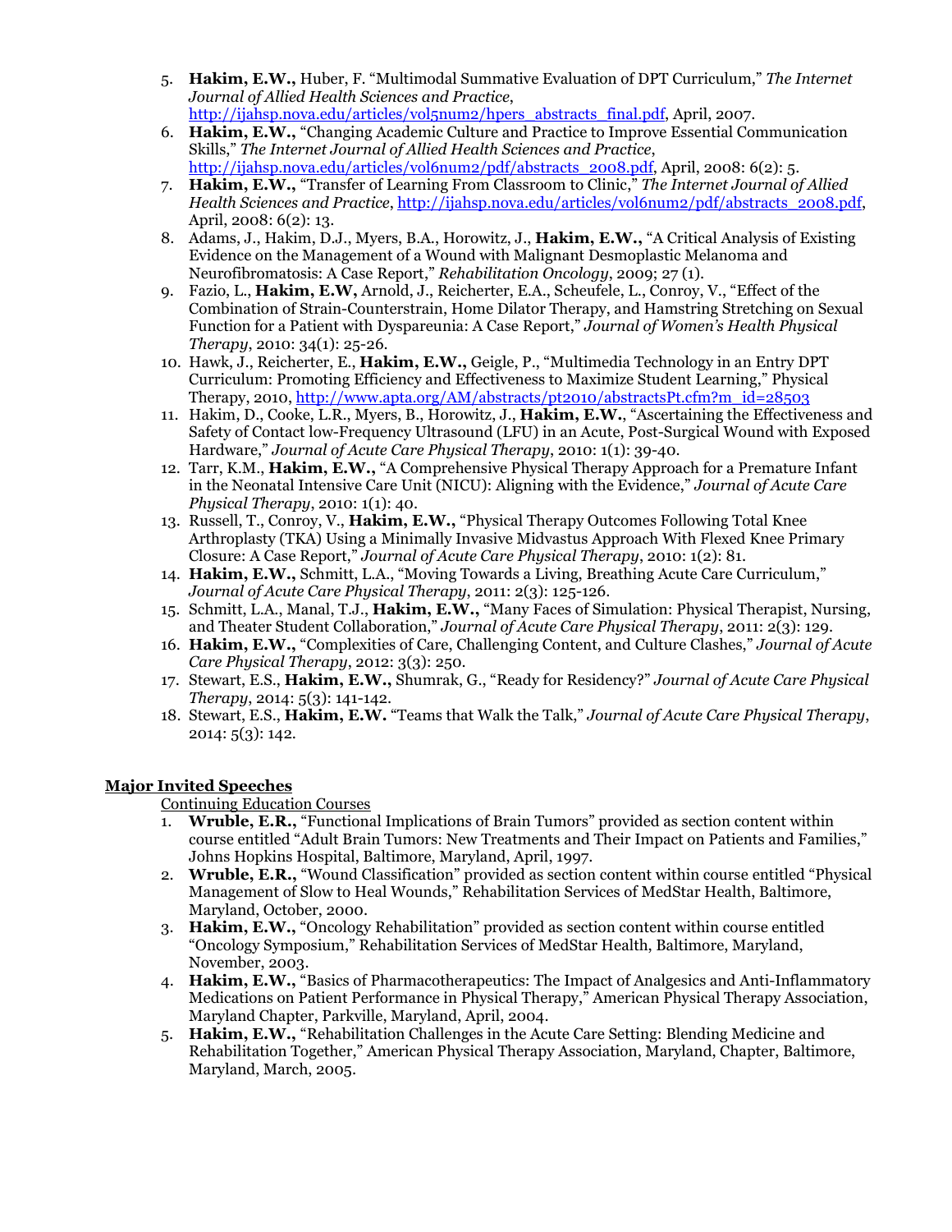5. **Hakim, E.W.,** Huber, F. "Multimodal Summative Evaluation of DPT Curriculum," *The Internet Journal of Allied Health Sciences and Practice*, http://ijahsp.nova.edu/articles/vol5num2/hpers_abstracts_final.pdf, April, 2007.
6. **Hakim, E.W.,** "Changing Academic Culture and Practice to Improve Essential Communication Skills," *The Internet Journal of Allied Health Sciences and Practice*, http://ijahsp.nova.edu/articles/vol6num2/pdf/abstracts_2008.pdf, April, 2008: 6(2): 5.
7. **Hakim, E.W.,** "Transfer of Learning From Classroom to Clinic," *The Internet Journal of Allied Health Sciences and Practice*, http://ijahsp.nova.edu/articles/vol6num2/pdf/abstracts_2008.pdf, April, 2008: 6(2): 13.
8. Adams, J., Hakim, D.J., Myers, B.A., Horowitz, J., **Hakim, E.W.,** "A Critical Analysis of Existing Evidence on the Management of a Wound with Malignant Desmoplastic Melanoma and Neurofibromatosis: A Case Report," *Rehabilitation Oncology*, 2009; 27 (1).
9. Fazio, L., **Hakim, E.W,** Arnold, J., Reicherter, E.A., Scheufele, L., Conroy, V., "Effect of the Combination of Strain-Counterstrain, Home Dilator Therapy, and Hamstring Stretching on Sexual Function for a Patient with Dyspareunia: A Case Report," *Journal of Women's Health Physical Therapy*, 2010: 34(1): 25-26.
10. Hawk, J., Reicherter, E., **Hakim, E.W.,** Geigle, P., "Multimedia Technology in an Entry DPT Curriculum: Promoting Efficiency and Effectiveness to Maximize Student Learning," Physical Therapy, 2010, http://www.apta.org/AM/abstracts/pt2010/abstractsPt.cfm?m_id=28503
11. Hakim, D., Cooke, L.R., Myers, B., Horowitz, J., **Hakim, E.W.**, "Ascertaining the Effectiveness and Safety of Contact low-Frequency Ultrasound (LFU) in an Acute, Post-Surgical Wound with Exposed Hardware," *Journal of Acute Care Physical Therapy*, 2010: 1(1): 39-40.
12. Tarr, K.M., **Hakim, E.W.,** "A Comprehensive Physical Therapy Approach for a Premature Infant in the Neonatal Intensive Care Unit (NICU): Aligning with the Evidence," *Journal of Acute Care Physical Therapy*, 2010: 1(1): 40.
13. Russell, T., Conroy, V., **Hakim, E.W.,** "Physical Therapy Outcomes Following Total Knee Arthroplasty (TKA) Using a Minimally Invasive Midvastus Approach With Flexed Knee Primary Closure: A Case Report," *Journal of Acute Care Physical Therapy*, 2010: 1(2): 81.
14. **Hakim, E.W.,** Schmitt, L.A., "Moving Towards a Living, Breathing Acute Care Curriculum," *Journal of Acute Care Physical Therapy*, 2011: 2(3): 125-126.
15. Schmitt, L.A., Manal, T.J., **Hakim, E.W.,** "Many Faces of Simulation: Physical Therapist, Nursing, and Theater Student Collaboration," *Journal of Acute Care Physical Therapy*, 2011: 2(3): 129.
16. **Hakim, E.W.,** "Complexities of Care, Challenging Content, and Culture Clashes," *Journal of Acute Care Physical Therapy*, 2012: 3(3): 250.
17. Stewart, E.S., **Hakim, E.W.,** Shumrak, G., "Ready for Residency?" *Journal of Acute Care Physical Therapy*, 2014: 5(3): 141-142.
18. Stewart, E.S., **Hakim, E.W.** "Teams that Walk the Talk," *Journal of Acute Care Physical Therapy*, 2014: 5(3): 142.

## Major Invited Speeches

Continuing Education Courses

1. **Wruble, E.R.,** "Functional Implications of Brain Tumors" provided as section content within course entitled "Adult Brain Tumors: New Treatments and Their Impact on Patients and Families," Johns Hopkins Hospital, Baltimore, Maryland, April, 1997.
2. **Wruble, E.R.,** "Wound Classification" provided as section content within course entitled "Physical Management of Slow to Heal Wounds," Rehabilitation Services of MedStar Health, Baltimore, Maryland, October, 2000.
3. **Hakim, E.W.,** "Oncology Rehabilitation" provided as section content within course entitled "Oncology Symposium," Rehabilitation Services of MedStar Health, Baltimore, Maryland, November, 2003.
4. **Hakim, E.W.,** "Basics of Pharmacotherapeutics: The Impact of Analgesics and Anti-Inflammatory Medications on Patient Performance in Physical Therapy," American Physical Therapy Association, Maryland Chapter, Parkville, Maryland, April, 2004.
5. **Hakim, E.W.,** "Rehabilitation Challenges in the Acute Care Setting: Blending Medicine and Rehabilitation Together," American Physical Therapy Association, Maryland, Chapter, Baltimore, Maryland, March, 2005.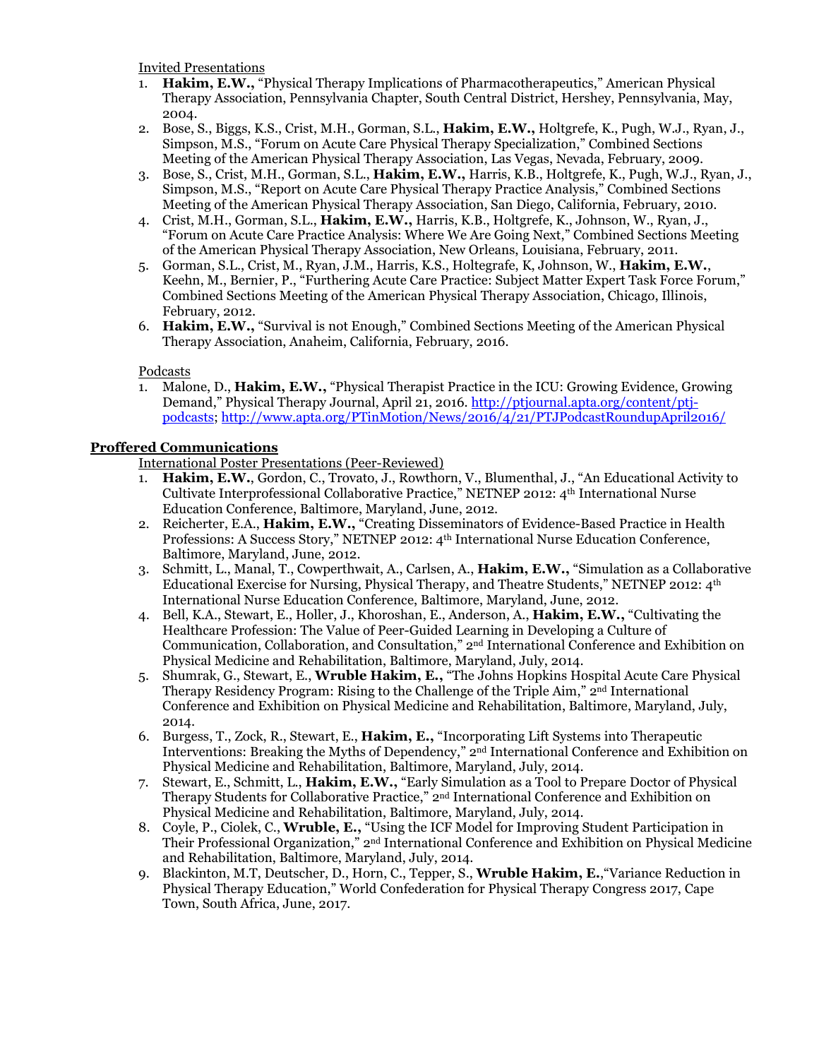Invited Presentations

1. **Hakim, E.W.,** "Physical Therapy Implications of Pharmacotherapeutics," American Physical Therapy Association, Pennsylvania Chapter, South Central District, Hershey, Pennsylvania, May, 2004.
2. Bose, S., Biggs, K.S., Crist, M.H., Gorman, S.L., **Hakim, E.W.,** Holtgrefe, K., Pugh, W.J., Ryan, J., Simpson, M.S., "Forum on Acute Care Physical Therapy Specialization," Combined Sections Meeting of the American Physical Therapy Association, Las Vegas, Nevada, February, 2009.
3. Bose, S., Crist, M.H., Gorman, S.L., **Hakim, E.W.,** Harris, K.B., Holtgrefe, K., Pugh, W.J., Ryan, J., Simpson, M.S., "Report on Acute Care Physical Therapy Practice Analysis," Combined Sections Meeting of the American Physical Therapy Association, San Diego, California, February, 2010.
4. Crist, M.H., Gorman, S.L., **Hakim, E.W.,** Harris, K.B., Holtgrefe, K., Johnson, W., Ryan, J., "Forum on Acute Care Practice Analysis: Where We Are Going Next," Combined Sections Meeting of the American Physical Therapy Association, New Orleans, Louisiana, February, 2011.
5. Gorman, S.L., Crist, M., Ryan, J.M., Harris, K.S., Holtegrafe, K, Johnson, W., **Hakim, E.W.**, Keehn, M., Bernier, P., "Furthering Acute Care Practice: Subject Matter Expert Task Force Forum," Combined Sections Meeting of the American Physical Therapy Association, Chicago, Illinois, February, 2012.
6. **Hakim, E.W.,** "Survival is not Enough," Combined Sections Meeting of the American Physical Therapy Association, Anaheim, California, February, 2016.

Podcasts

1. Malone, D., **Hakim, E.W.,** "Physical Therapist Practice in the ICU: Growing Evidence, Growing Demand," Physical Therapy Journal, April 21, 2016. http://ptjournal.apta.org/content/ptj-podcasts; http://www.apta.org/PTinMotion/News/2016/4/21/PTJPodcastRoundupApril2016/

## Proffered Communications

International Poster Presentations (Peer-Reviewed)

1. **Hakim, E.W.**, Gordon, C., Trovato, J., Rowthorn, V., Blumenthal, J., "An Educational Activity to Cultivate Interprofessional Collaborative Practice," NETNEP 2012: 4th International Nurse Education Conference, Baltimore, Maryland, June, 2012.
2. Reicherter, E.A., **Hakim, E.W.,** "Creating Disseminators of Evidence-Based Practice in Health Professions: A Success Story," NETNEP 2012: 4th International Nurse Education Conference, Baltimore, Maryland, June, 2012.
3. Schmitt, L., Manal, T., Cowperthwait, A., Carlsen, A., **Hakim, E.W.,** "Simulation as a Collaborative Educational Exercise for Nursing, Physical Therapy, and Theatre Students," NETNEP 2012: 4th International Nurse Education Conference, Baltimore, Maryland, June, 2012.
4. Bell, K.A., Stewart, E., Holler, J., Khoroshan, E., Anderson, A., **Hakim, E.W.,** "Cultivating the Healthcare Profession: The Value of Peer-Guided Learning in Developing a Culture of Communication, Collaboration, and Consultation," 2nd International Conference and Exhibition on Physical Medicine and Rehabilitation, Baltimore, Maryland, July, 2014.
5. Shumrak, G., Stewart, E., **Wruble Hakim, E.,** "The Johns Hopkins Hospital Acute Care Physical Therapy Residency Program: Rising to the Challenge of the Triple Aim," 2nd International Conference and Exhibition on Physical Medicine and Rehabilitation, Baltimore, Maryland, July, 2014.
6. Burgess, T., Zock, R., Stewart, E., **Hakim, E.,** "Incorporating Lift Systems into Therapeutic Interventions: Breaking the Myths of Dependency," 2nd International Conference and Exhibition on Physical Medicine and Rehabilitation, Baltimore, Maryland, July, 2014.
7. Stewart, E., Schmitt, L., **Hakim, E.W.,** "Early Simulation as a Tool to Prepare Doctor of Physical Therapy Students for Collaborative Practice," 2nd International Conference and Exhibition on Physical Medicine and Rehabilitation, Baltimore, Maryland, July, 2014.
8. Coyle, P., Ciolek, C., **Wruble, E.,** "Using the ICF Model for Improving Student Participation in Their Professional Organization," 2nd International Conference and Exhibition on Physical Medicine and Rehabilitation, Baltimore, Maryland, July, 2014.
9. Blackinton, M.T, Deutscher, D., Horn, C., Tepper, S., **Wruble Hakim, E.**,"Variance Reduction in Physical Therapy Education," World Confederation for Physical Therapy Congress 2017, Cape Town, South Africa, June, 2017.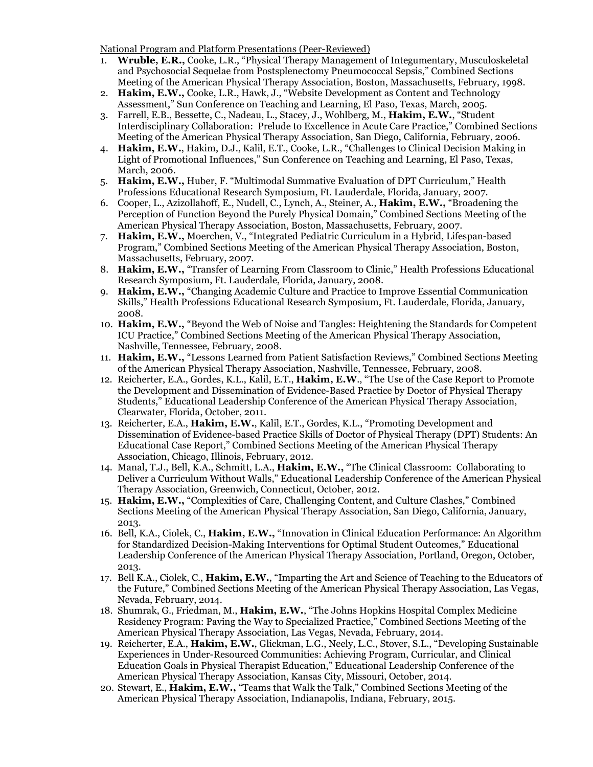National Program and Platform Presentations (Peer-Reviewed)

1. **Wruble, E.R.,** Cooke, L.R., "Physical Therapy Management of Integumentary, Musculoskeletal and Psychosocial Sequelae from Postsplenectomy Pneumococcal Sepsis," Combined Sections Meeting of the American Physical Therapy Association, Boston, Massachusetts, February, 1998.
2. **Hakim, E.W.,** Cooke, L.R., Hawk, J., "Website Development as Content and Technology Assessment," Sun Conference on Teaching and Learning, El Paso, Texas, March, 2005.
3. Farrell, E.B., Bessette, C., Nadeau, L., Stacey, J., Wohlberg, M., **Hakim, E.W.**, "Student Interdisciplinary Collaboration: Prelude to Excellence in Acute Care Practice," Combined Sections Meeting of the American Physical Therapy Association, San Diego, California, February, 2006.
4. **Hakim, E.W.**, Hakim, D.J., Kalil, E.T., Cooke, L.R., "Challenges to Clinical Decision Making in Light of Promotional Influences," Sun Conference on Teaching and Learning, El Paso, Texas, March, 2006.
5. **Hakim, E.W.,** Huber, F. "Multimodal Summative Evaluation of DPT Curriculum," Health Professions Educational Research Symposium, Ft. Lauderdale, Florida, January, 2007.
6. Cooper, L., Azizollahoff, E., Nudell, C., Lynch, A., Steiner, A., **Hakim, E.W.,** "Broadening the Perception of Function Beyond the Purely Physical Domain," Combined Sections Meeting of the American Physical Therapy Association, Boston, Massachusetts, February, 2007.
7. **Hakim, E.W.,** Moerchen, V., "Integrated Pediatric Curriculum in a Hybrid, Lifespan-based Program," Combined Sections Meeting of the American Physical Therapy Association, Boston, Massachusetts, February, 2007.
8. **Hakim, E.W.,** "Transfer of Learning From Classroom to Clinic," Health Professions Educational Research Symposium, Ft. Lauderdale, Florida, January, 2008.
9. **Hakim, E.W.,** "Changing Academic Culture and Practice to Improve Essential Communication Skills," Health Professions Educational Research Symposium, Ft. Lauderdale, Florida, January, 2008.
10. **Hakim, E.W.,** "Beyond the Web of Noise and Tangles: Heightening the Standards for Competent ICU Practice," Combined Sections Meeting of the American Physical Therapy Association, Nashville, Tennessee, February, 2008.
11. **Hakim, E.W.,** "Lessons Learned from Patient Satisfaction Reviews," Combined Sections Meeting of the American Physical Therapy Association, Nashville, Tennessee, February, 2008.
12. Reicherter, E.A., Gordes, K.L., Kalil, E.T., **Hakim, E.W**., "The Use of the Case Report to Promote the Development and Dissemination of Evidence-Based Practice by Doctor of Physical Therapy Students," Educational Leadership Conference of the American Physical Therapy Association, Clearwater, Florida, October, 2011.
13. Reicherter, E.A., **Hakim, E.W.**, Kalil, E.T., Gordes, K.L., "Promoting Development and Dissemination of Evidence-based Practice Skills of Doctor of Physical Therapy (DPT) Students: An Educational Case Report," Combined Sections Meeting of the American Physical Therapy Association, Chicago, Illinois, February, 2012.
14. Manal, T.J., Bell, K.A., Schmitt, L.A., **Hakim, E.W.,** "The Clinical Classroom: Collaborating to Deliver a Curriculum Without Walls," Educational Leadership Conference of the American Physical Therapy Association, Greenwich, Connecticut, October, 2012.
15. **Hakim, E.W.,** "Complexities of Care, Challenging Content, and Culture Clashes," Combined Sections Meeting of the American Physical Therapy Association, San Diego, California, January, 2013.
16. Bell, K.A., Ciolek, C., **Hakim, E.W.,** "Innovation in Clinical Education Performance: An Algorithm for Standardized Decision-Making Interventions for Optimal Student Outcomes," Educational Leadership Conference of the American Physical Therapy Association, Portland, Oregon, October, 2013.
17. Bell K.A., Ciolek, C., **Hakim, E.W.**, "Imparting the Art and Science of Teaching to the Educators of the Future," Combined Sections Meeting of the American Physical Therapy Association, Las Vegas, Nevada, February, 2014.
18. Shumrak, G., Friedman, M., **Hakim, E.W.**, "The Johns Hopkins Hospital Complex Medicine Residency Program: Paving the Way to Specialized Practice," Combined Sections Meeting of the American Physical Therapy Association, Las Vegas, Nevada, February, 2014.
19. Reicherter, E.A., **Hakim, E.W.**, Glickman, L.G., Neely, L.C., Stover, S.L., "Developing Sustainable Experiences in Under-Resourced Communities: Achieving Program, Curricular, and Clinical Education Goals in Physical Therapist Education," Educational Leadership Conference of the American Physical Therapy Association, Kansas City, Missouri, October, 2014.
20. Stewart, E., **Hakim, E.W.,** "Teams that Walk the Talk," Combined Sections Meeting of the American Physical Therapy Association, Indianapolis, Indiana, February, 2015.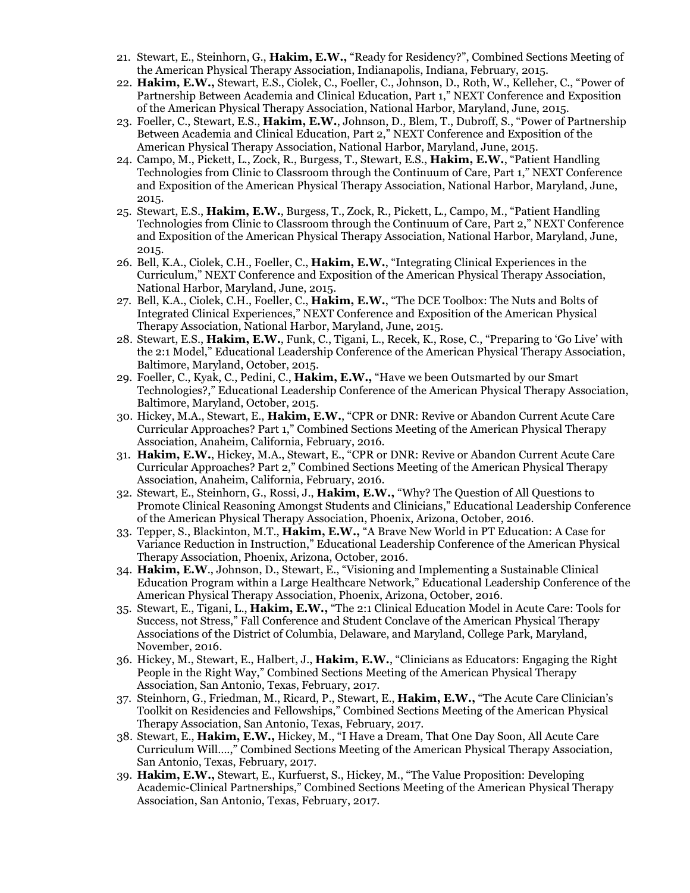21. Stewart, E., Steinhorn, G., **Hakim, E.W.,** "Ready for Residency?", Combined Sections Meeting of the American Physical Therapy Association, Indianapolis, Indiana, February, 2015.
22. **Hakim, E.W.,** Stewart, E.S., Ciolek, C., Foeller, C., Johnson, D., Roth, W., Kelleher, C., "Power of Partnership Between Academia and Clinical Education, Part 1," NEXT Conference and Exposition of the American Physical Therapy Association, National Harbor, Maryland, June, 2015.
23. Foeller, C., Stewart, E.S., **Hakim, E.W.**, Johnson, D., Blem, T., Dubroff, S., "Power of Partnership Between Academia and Clinical Education, Part 2," NEXT Conference and Exposition of the American Physical Therapy Association, National Harbor, Maryland, June, 2015.
24. Campo, M., Pickett, L., Zock, R., Burgess, T., Stewart, E.S., **Hakim, E.W.**, "Patient Handling Technologies from Clinic to Classroom through the Continuum of Care, Part 1," NEXT Conference and Exposition of the American Physical Therapy Association, National Harbor, Maryland, June, 2015.
25. Stewart, E.S., **Hakim, E.W.**, Burgess, T., Zock, R., Pickett, L., Campo, M., "Patient Handling Technologies from Clinic to Classroom through the Continuum of Care, Part 2," NEXT Conference and Exposition of the American Physical Therapy Association, National Harbor, Maryland, June, 2015.
26. Bell, K.A., Ciolek, C.H., Foeller, C., **Hakim, E.W.**, "Integrating Clinical Experiences in the Curriculum," NEXT Conference and Exposition of the American Physical Therapy Association, National Harbor, Maryland, June, 2015.
27. Bell, K.A., Ciolek, C.H., Foeller, C., **Hakim, E.W.**, "The DCE Toolbox: The Nuts and Bolts of Integrated Clinical Experiences," NEXT Conference and Exposition of the American Physical Therapy Association, National Harbor, Maryland, June, 2015.
28. Stewart, E.S., **Hakim, E.W.**, Funk, C., Tigani, L., Recek, K., Rose, C., "Preparing to 'Go Live' with the 2:1 Model," Educational Leadership Conference of the American Physical Therapy Association, Baltimore, Maryland, October, 2015.
29. Foeller, C., Kyak, C., Pedini, C., **Hakim, E.W.,** "Have we been Outsmarted by our Smart Technologies?," Educational Leadership Conference of the American Physical Therapy Association, Baltimore, Maryland, October, 2015.
30. Hickey, M.A., Stewart, E., **Hakim, E.W.**, "CPR or DNR: Revive or Abandon Current Acute Care Curricular Approaches? Part 1," Combined Sections Meeting of the American Physical Therapy Association, Anaheim, California, February, 2016.
31. **Hakim, E.W.**, Hickey, M.A., Stewart, E., "CPR or DNR: Revive or Abandon Current Acute Care Curricular Approaches? Part 2," Combined Sections Meeting of the American Physical Therapy Association, Anaheim, California, February, 2016.
32. Stewart, E., Steinhorn, G., Rossi, J., **Hakim, E.W.,** "Why? The Question of All Questions to Promote Clinical Reasoning Amongst Students and Clinicians," Educational Leadership Conference of the American Physical Therapy Association, Phoenix, Arizona, October, 2016.
33. Tepper, S., Blackinton, M.T., **Hakim, E.W.,** "A Brave New World in PT Education: A Case for Variance Reduction in Instruction," Educational Leadership Conference of the American Physical Therapy Association, Phoenix, Arizona, October, 2016.
34. **Hakim, E.W**., Johnson, D., Stewart, E., "Visioning and Implementing a Sustainable Clinical Education Program within a Large Healthcare Network," Educational Leadership Conference of the American Physical Therapy Association, Phoenix, Arizona, October, 2016.
35. Stewart, E., Tigani, L., **Hakim, E.W.,** "The 2:1 Clinical Education Model in Acute Care: Tools for Success, not Stress," Fall Conference and Student Conclave of the American Physical Therapy Associations of the District of Columbia, Delaware, and Maryland, College Park, Maryland, November, 2016.
36. Hickey, M., Stewart, E., Halbert, J., **Hakim, E.W.**, "Clinicians as Educators: Engaging the Right People in the Right Way," Combined Sections Meeting of the American Physical Therapy Association, San Antonio, Texas, February, 2017.
37. Steinhorn, G., Friedman, M., Ricard, P., Stewart, E., **Hakim, E.W.,** "The Acute Care Clinician's Toolkit on Residencies and Fellowships," Combined Sections Meeting of the American Physical Therapy Association, San Antonio, Texas, February, 2017.
38. Stewart, E., **Hakim, E.W.,** Hickey, M., "I Have a Dream, That One Day Soon, All Acute Care Curriculum Will….," Combined Sections Meeting of the American Physical Therapy Association, San Antonio, Texas, February, 2017.
39. **Hakim, E.W.,** Stewart, E., Kurfuerst, S., Hickey, M., "The Value Proposition: Developing Academic-Clinical Partnerships," Combined Sections Meeting of the American Physical Therapy Association, San Antonio, Texas, February, 2017.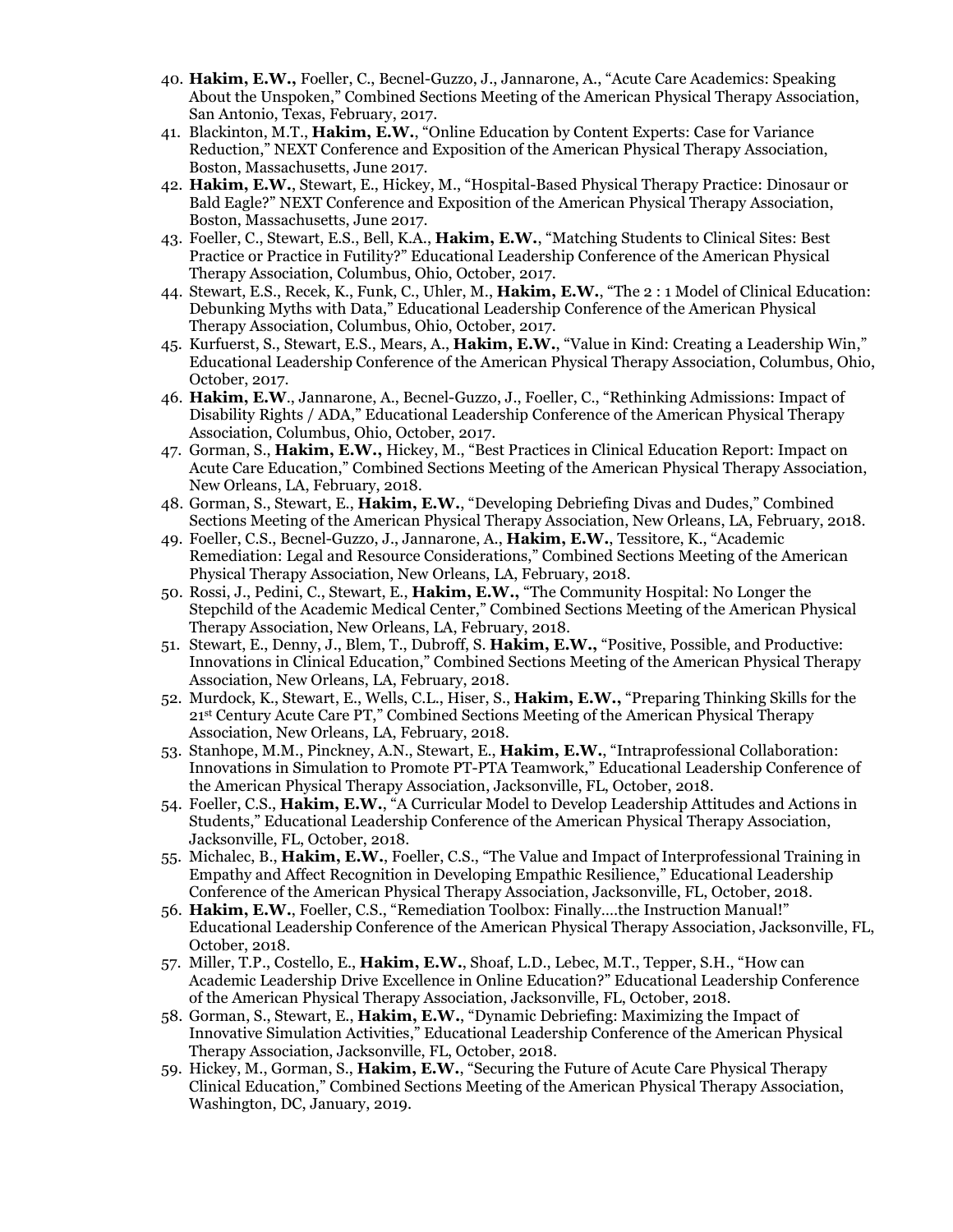40. **Hakim, E.W.,** Foeller, C., Becnel-Guzzo, J., Jannarone, A., "Acute Care Academics: Speaking About the Unspoken," Combined Sections Meeting of the American Physical Therapy Association, San Antonio, Texas, February, 2017.
41. Blackinton, M.T., **Hakim, E.W.**, "Online Education by Content Experts: Case for Variance Reduction," NEXT Conference and Exposition of the American Physical Therapy Association, Boston, Massachusetts, June 2017.
42. **Hakim, E.W.**, Stewart, E., Hickey, M., "Hospital-Based Physical Therapy Practice: Dinosaur or Bald Eagle?" NEXT Conference and Exposition of the American Physical Therapy Association, Boston, Massachusetts, June 2017.
43. Foeller, C., Stewart, E.S., Bell, K.A., **Hakim, E.W.**, "Matching Students to Clinical Sites: Best Practice or Practice in Futility?" Educational Leadership Conference of the American Physical Therapy Association, Columbus, Ohio, October, 2017.
44. Stewart, E.S., Recek, K., Funk, C., Uhler, M., **Hakim, E.W.**, "The 2 : 1 Model of Clinical Education: Debunking Myths with Data," Educational Leadership Conference of the American Physical Therapy Association, Columbus, Ohio, October, 2017.
45. Kurfuerst, S., Stewart, E.S., Mears, A., **Hakim, E.W.**, "Value in Kind: Creating a Leadership Win," Educational Leadership Conference of the American Physical Therapy Association, Columbus, Ohio, October, 2017.
46. **Hakim, E.W**., Jannarone, A., Becnel-Guzzo, J., Foeller, C., "Rethinking Admissions: Impact of Disability Rights / ADA," Educational Leadership Conference of the American Physical Therapy Association, Columbus, Ohio, October, 2017.
47. Gorman, S., **Hakim, E.W.,** Hickey, M., "Best Practices in Clinical Education Report: Impact on Acute Care Education," Combined Sections Meeting of the American Physical Therapy Association, New Orleans, LA, February, 2018.
48. Gorman, S., Stewart, E., **Hakim, E.W.**, "Developing Debriefing Divas and Dudes," Combined Sections Meeting of the American Physical Therapy Association, New Orleans, LA, February, 2018.
49. Foeller, C.S., Becnel-Guzzo, J., Jannarone, A., **Hakim, E.W.**, Tessitore, K., "Academic Remediation: Legal and Resource Considerations," Combined Sections Meeting of the American Physical Therapy Association, New Orleans, LA, February, 2018.
50. Rossi, J., Pedini, C., Stewart, E., **Hakim, E.W.,** "The Community Hospital: No Longer the Stepchild of the Academic Medical Center," Combined Sections Meeting of the American Physical Therapy Association, New Orleans, LA, February, 2018.
51. Stewart, E., Denny, J., Blem, T., Dubroff, S. **Hakim, E.W.,** "Positive, Possible, and Productive: Innovations in Clinical Education," Combined Sections Meeting of the American Physical Therapy Association, New Orleans, LA, February, 2018.
52. Murdock, K., Stewart, E., Wells, C.L., Hiser, S., **Hakim, E.W.,** "Preparing Thinking Skills for the 21st Century Acute Care PT," Combined Sections Meeting of the American Physical Therapy Association, New Orleans, LA, February, 2018.
53. Stanhope, M.M., Pinckney, A.N., Stewart, E., **Hakim, E.W.**, "Intraprofessional Collaboration: Innovations in Simulation to Promote PT-PTA Teamwork," Educational Leadership Conference of the American Physical Therapy Association, Jacksonville, FL, October, 2018.
54. Foeller, C.S., **Hakim, E.W.**, "A Curricular Model to Develop Leadership Attitudes and Actions in Students," Educational Leadership Conference of the American Physical Therapy Association, Jacksonville, FL, October, 2018.
55. Michalec, B., **Hakim, E.W.**, Foeller, C.S., "The Value and Impact of Interprofessional Training in Empathy and Affect Recognition in Developing Empathic Resilience," Educational Leadership Conference of the American Physical Therapy Association, Jacksonville, FL, October, 2018.
56. **Hakim, E.W.**, Foeller, C.S., "Remediation Toolbox: Finally….the Instruction Manual!" Educational Leadership Conference of the American Physical Therapy Association, Jacksonville, FL, October, 2018.
57. Miller, T.P., Costello, E., **Hakim, E.W.**, Shoaf, L.D., Lebec, M.T., Tepper, S.H., "How can Academic Leadership Drive Excellence in Online Education?" Educational Leadership Conference of the American Physical Therapy Association, Jacksonville, FL, October, 2018.
58. Gorman, S., Stewart, E., **Hakim, E.W.**, "Dynamic Debriefing: Maximizing the Impact of Innovative Simulation Activities," Educational Leadership Conference of the American Physical Therapy Association, Jacksonville, FL, October, 2018.
59. Hickey, M., Gorman, S., **Hakim, E.W.**, "Securing the Future of Acute Care Physical Therapy Clinical Education," Combined Sections Meeting of the American Physical Therapy Association, Washington, DC, January, 2019.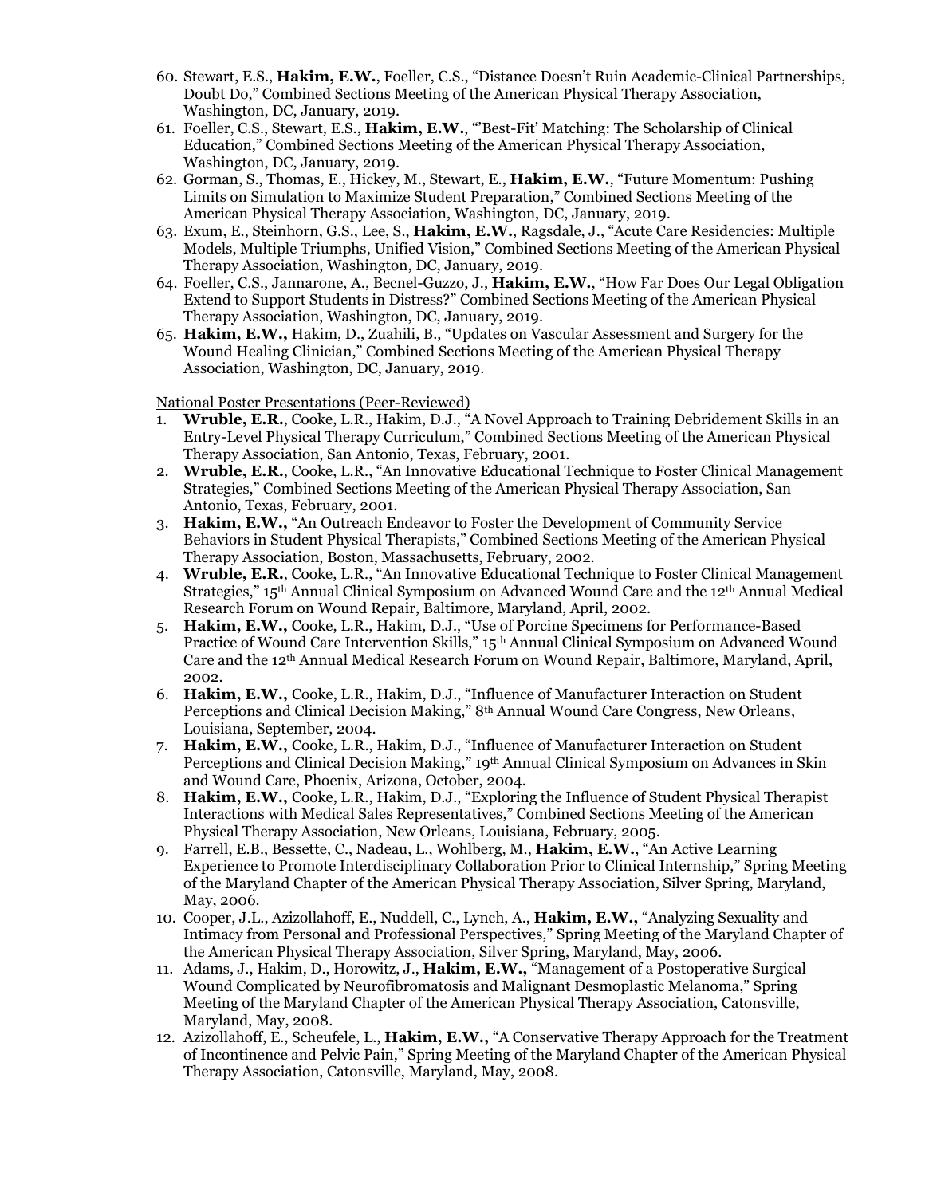60. Stewart, E.S., **Hakim, E.W.**, Foeller, C.S., "Distance Doesn't Ruin Academic-Clinical Partnerships, Doubt Do," Combined Sections Meeting of the American Physical Therapy Association, Washington, DC, January, 2019.
61. Foeller, C.S., Stewart, E.S., **Hakim, E.W.**, "'Best-Fit' Matching: The Scholarship of Clinical Education," Combined Sections Meeting of the American Physical Therapy Association, Washington, DC, January, 2019.
62. Gorman, S., Thomas, E., Hickey, M., Stewart, E., **Hakim, E.W.**, "Future Momentum: Pushing Limits on Simulation to Maximize Student Preparation," Combined Sections Meeting of the American Physical Therapy Association, Washington, DC, January, 2019.
63. Exum, E., Steinhorn, G.S., Lee, S., **Hakim, E.W.**, Ragsdale, J., "Acute Care Residencies: Multiple Models, Multiple Triumphs, Unified Vision," Combined Sections Meeting of the American Physical Therapy Association, Washington, DC, January, 2019.
64. Foeller, C.S., Jannarone, A., Becnel-Guzzo, J., **Hakim, E.W.**, "How Far Does Our Legal Obligation Extend to Support Students in Distress?" Combined Sections Meeting of the American Physical Therapy Association, Washington, DC, January, 2019.
65. **Hakim, E.W.,** Hakim, D., Zuahili, B., "Updates on Vascular Assessment and Surgery for the Wound Healing Clinician," Combined Sections Meeting of the American Physical Therapy Association, Washington, DC, January, 2019.

National Poster Presentations (Peer-Reviewed)

1. **Wruble, E.R.**, Cooke, L.R., Hakim, D.J., "A Novel Approach to Training Debridement Skills in an Entry-Level Physical Therapy Curriculum," Combined Sections Meeting of the American Physical Therapy Association, San Antonio, Texas, February, 2001.
2. **Wruble, E.R.**, Cooke, L.R., "An Innovative Educational Technique to Foster Clinical Management Strategies," Combined Sections Meeting of the American Physical Therapy Association, San Antonio, Texas, February, 2001.
3. **Hakim, E.W.,** "An Outreach Endeavor to Foster the Development of Community Service Behaviors in Student Physical Therapists," Combined Sections Meeting of the American Physical Therapy Association, Boston, Massachusetts, February, 2002.
4. **Wruble, E.R.**, Cooke, L.R., "An Innovative Educational Technique to Foster Clinical Management Strategies," 15th Annual Clinical Symposium on Advanced Wound Care and the 12th Annual Medical Research Forum on Wound Repair, Baltimore, Maryland, April, 2002.
5. **Hakim, E.W.,** Cooke, L.R., Hakim, D.J., "Use of Porcine Specimens for Performance-Based Practice of Wound Care Intervention Skills," 15th Annual Clinical Symposium on Advanced Wound Care and the 12th Annual Medical Research Forum on Wound Repair, Baltimore, Maryland, April, 2002.
6. **Hakim, E.W.,** Cooke, L.R., Hakim, D.J., "Influence of Manufacturer Interaction on Student Perceptions and Clinical Decision Making," 8th Annual Wound Care Congress, New Orleans, Louisiana, September, 2004.
7. **Hakim, E.W.,** Cooke, L.R., Hakim, D.J., "Influence of Manufacturer Interaction on Student Perceptions and Clinical Decision Making," 19th Annual Clinical Symposium on Advances in Skin and Wound Care, Phoenix, Arizona, October, 2004.
8. **Hakim, E.W.,** Cooke, L.R., Hakim, D.J., "Exploring the Influence of Student Physical Therapist Interactions with Medical Sales Representatives," Combined Sections Meeting of the American Physical Therapy Association, New Orleans, Louisiana, February, 2005.
9. Farrell, E.B., Bessette, C., Nadeau, L., Wohlberg, M., **Hakim, E.W.**, "An Active Learning Experience to Promote Interdisciplinary Collaboration Prior to Clinical Internship," Spring Meeting of the Maryland Chapter of the American Physical Therapy Association, Silver Spring, Maryland, May, 2006.
10. Cooper, J.L., Azizollahoff, E., Nuddell, C., Lynch, A., **Hakim, E.W.**, "Analyzing Sexuality and Intimacy from Personal and Professional Perspectives," Spring Meeting of the Maryland Chapter of the American Physical Therapy Association, Silver Spring, Maryland, May, 2006.
11. Adams, J., Hakim, D., Horowitz, J., **Hakim, E.W.,** "Management of a Postoperative Surgical Wound Complicated by Neurofibromatosis and Malignant Desmoplastic Melanoma," Spring Meeting of the Maryland Chapter of the American Physical Therapy Association, Catonsville, Maryland, May, 2008.
12. Azizollahoff, E., Scheufele, L., **Hakim, E.W.,** "A Conservative Therapy Approach for the Treatment of Incontinence and Pelvic Pain," Spring Meeting of the Maryland Chapter of the American Physical Therapy Association, Catonsville, Maryland, May, 2008.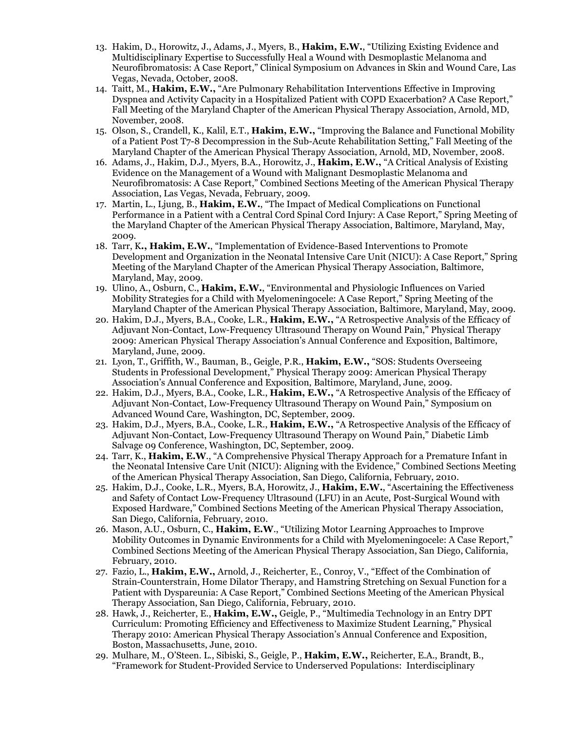13. Hakim, D., Horowitz, J., Adams, J., Myers, B., **Hakim, E.W.**, "Utilizing Existing Evidence and Multidisciplinary Expertise to Successfully Heal a Wound with Desmoplastic Melanoma and Neurofibromatosis: A Case Report," Clinical Symposium on Advances in Skin and Wound Care, Las Vegas, Nevada, October, 2008.
14. Taitt, M., **Hakim, E.W.,** "Are Pulmonary Rehabilitation Interventions Effective in Improving Dyspnea and Activity Capacity in a Hospitalized Patient with COPD Exacerbation? A Case Report," Fall Meeting of the Maryland Chapter of the American Physical Therapy Association, Arnold, MD, November, 2008.
15. Olson, S., Crandell, K., Kalil, E.T., **Hakim, E.W.,** "Improving the Balance and Functional Mobility of a Patient Post T7-8 Decompression in the Sub-Acute Rehabilitation Setting," Fall Meeting of the Maryland Chapter of the American Physical Therapy Association, Arnold, MD, November, 2008.
16. Adams, J., Hakim, D.J., Myers, B.A., Horowitz, J., **Hakim, E.W.,** "A Critical Analysis of Existing Evidence on the Management of a Wound with Malignant Desmoplastic Melanoma and Neurofibromatosis: A Case Report," Combined Sections Meeting of the American Physical Therapy Association, Las Vegas, Nevada, February, 2009.
17. Martin, L., Ljung, B., **Hakim, E.W.**, "The Impact of Medical Complications on Functional Performance in a Patient with a Central Cord Spinal Cord Injury: A Case Report," Spring Meeting of the Maryland Chapter of the American Physical Therapy Association, Baltimore, Maryland, May, 2009.
18. Tarr, K**., Hakim, E.W.**, "Implementation of Evidence-Based Interventions to Promote Development and Organization in the Neonatal Intensive Care Unit (NICU): A Case Report," Spring Meeting of the Maryland Chapter of the American Physical Therapy Association, Baltimore, Maryland, May, 2009.
19. Ulino, A., Osburn, C., **Hakim, E.W.**, "Environmental and Physiologic Influences on Varied Mobility Strategies for a Child with Myelomeningocele: A Case Report," Spring Meeting of the Maryland Chapter of the American Physical Therapy Association, Baltimore, Maryland, May, 2009.
20. Hakim, D.J., Myers, B.A., Cooke, L.R., **Hakim, E.W.,** "A Retrospective Analysis of the Efficacy of Adjuvant Non-Contact, Low-Frequency Ultrasound Therapy on Wound Pain," Physical Therapy 2009: American Physical Therapy Association's Annual Conference and Exposition, Baltimore, Maryland, June, 2009.
21. Lyon, T., Griffith, W., Bauman, B., Geigle, P.R., **Hakim, E.W.,** "SOS: Students Overseeing Students in Professional Development," Physical Therapy 2009: American Physical Therapy Association's Annual Conference and Exposition, Baltimore, Maryland, June, 2009.
22. Hakim, D.J., Myers, B.A., Cooke, L.R., **Hakim, E.W.,** "A Retrospective Analysis of the Efficacy of Adjuvant Non-Contact, Low-Frequency Ultrasound Therapy on Wound Pain," Symposium on Advanced Wound Care, Washington, DC, September, 2009.
23. Hakim, D.J., Myers, B.A., Cooke, L.R., **Hakim, E.W.,** "A Retrospective Analysis of the Efficacy of Adjuvant Non-Contact, Low-Frequency Ultrasound Therapy on Wound Pain," Diabetic Limb Salvage 09 Conference, Washington, DC, September, 2009.
24. Tarr, K., **Hakim, E.W**., "A Comprehensive Physical Therapy Approach for a Premature Infant in the Neonatal Intensive Care Unit (NICU): Aligning with the Evidence," Combined Sections Meeting of the American Physical Therapy Association, San Diego, California, February, 2010.
25. Hakim, D.J., Cooke, L.R., Myers, B.A, Horowitz, J., **Hakim, E.W.**, "Ascertaining the Effectiveness and Safety of Contact Low-Frequency Ultrasound (LFU) in an Acute, Post-Surgical Wound with Exposed Hardware," Combined Sections Meeting of the American Physical Therapy Association, San Diego, California, February, 2010.
26. Mason, A.U., Osburn, C., **Hakim, E.W**., "Utilizing Motor Learning Approaches to Improve Mobility Outcomes in Dynamic Environments for a Child with Myelomeningocele: A Case Report," Combined Sections Meeting of the American Physical Therapy Association, San Diego, California, February, 2010.
27. Fazio, L., **Hakim, E.W.,** Arnold, J., Reicherter, E., Conroy, V., "Effect of the Combination of Strain-Counterstrain, Home Dilator Therapy, and Hamstring Stretching on Sexual Function for a Patient with Dyspareunia: A Case Report," Combined Sections Meeting of the American Physical Therapy Association, San Diego, California, February, 2010.
28. Hawk, J., Reicherter, E., **Hakim, E.W.,** Geigle, P., "Multimedia Technology in an Entry DPT Curriculum: Promoting Efficiency and Effectiveness to Maximize Student Learning," Physical Therapy 2010: American Physical Therapy Association's Annual Conference and Exposition, Boston, Massachusetts, June, 2010.
29. Mulhare, M., O'Steen. L., Sibiski, S., Geigle, P., **Hakim, E.W.,** Reicherter, E.A., Brandt, B., "Framework for Student-Provided Service to Underserved Populations: Interdisciplinary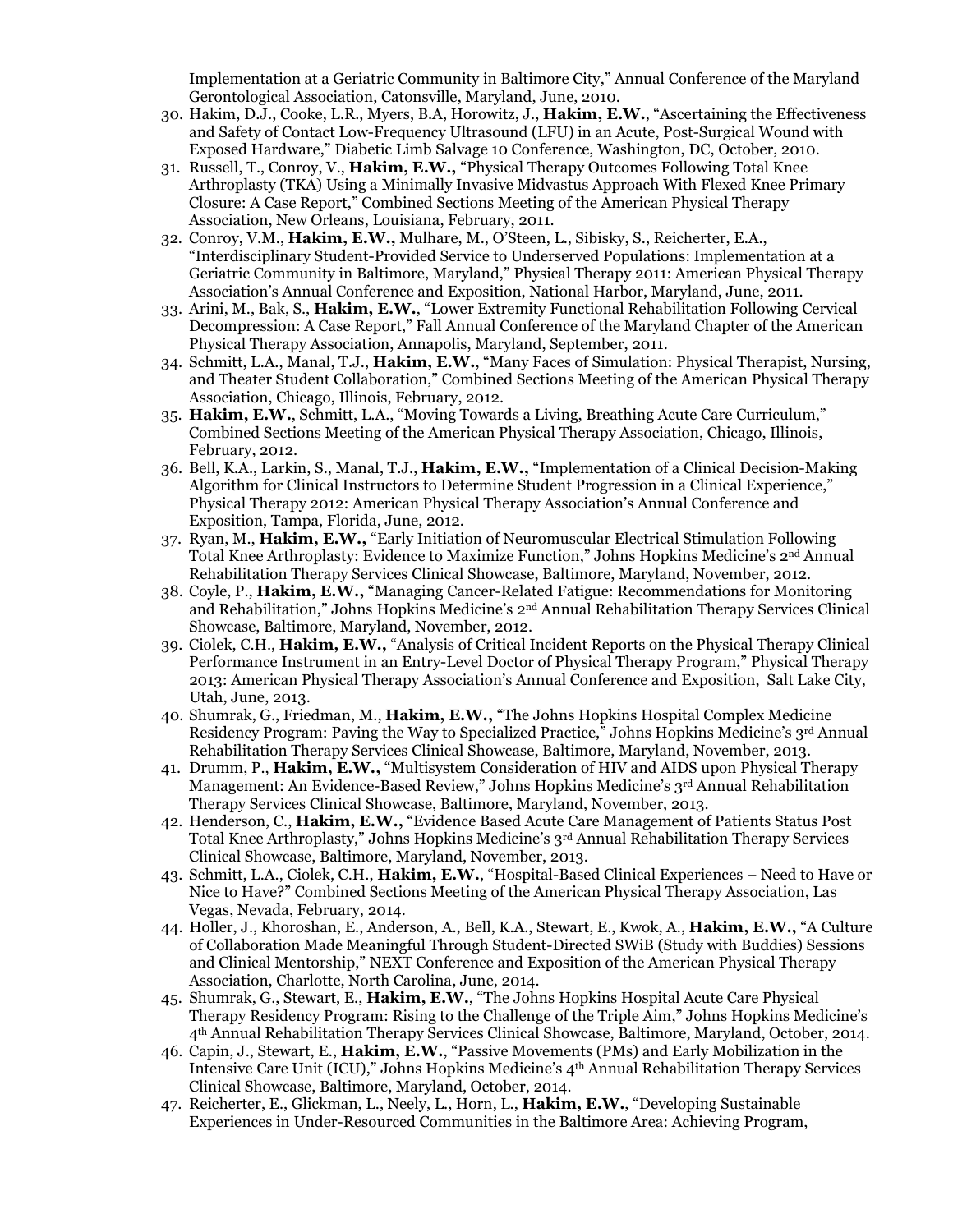Implementation at a Geriatric Community in Baltimore City," Annual Conference of the Maryland Gerontological Association, Catonsville, Maryland, June, 2010.

30. Hakim, D.J., Cooke, L.R., Myers, B.A, Horowitz, J., **Hakim, E.W.**, "Ascertaining the Effectiveness and Safety of Contact Low-Frequency Ultrasound (LFU) in an Acute, Post-Surgical Wound with Exposed Hardware," Diabetic Limb Salvage 10 Conference, Washington, DC, October, 2010.
31. Russell, T., Conroy, V., **Hakim, E.W.,** "Physical Therapy Outcomes Following Total Knee Arthroplasty (TKA) Using a Minimally Invasive Midvastus Approach With Flexed Knee Primary Closure: A Case Report," Combined Sections Meeting of the American Physical Therapy Association, New Orleans, Louisiana, February, 2011.
32. Conroy, V.M., **Hakim, E.W.,** Mulhare, M., O'Steen, L., Sibisky, S., Reicherter, E.A., "Interdisciplinary Student-Provided Service to Underserved Populations: Implementation at a Geriatric Community in Baltimore, Maryland," Physical Therapy 2011: American Physical Therapy Association's Annual Conference and Exposition, National Harbor, Maryland, June, 2011.
33. Arini, M., Bak, S., **Hakim, E.W.**, "Lower Extremity Functional Rehabilitation Following Cervical Decompression: A Case Report," Fall Annual Conference of the Maryland Chapter of the American Physical Therapy Association, Annapolis, Maryland, September, 2011.
34. Schmitt, L.A., Manal, T.J., **Hakim, E.W.**, "Many Faces of Simulation: Physical Therapist, Nursing, and Theater Student Collaboration," Combined Sections Meeting of the American Physical Therapy Association, Chicago, Illinois, February, 2012.
35. **Hakim, E.W.**, Schmitt, L.A., "Moving Towards a Living, Breathing Acute Care Curriculum," Combined Sections Meeting of the American Physical Therapy Association, Chicago, Illinois, February, 2012.
36. Bell, K.A., Larkin, S., Manal, T.J., **Hakim, E.W.,** "Implementation of a Clinical Decision-Making Algorithm for Clinical Instructors to Determine Student Progression in a Clinical Experience," Physical Therapy 2012: American Physical Therapy Association's Annual Conference and Exposition, Tampa, Florida, June, 2012.
37. Ryan, M., **Hakim, E.W.,** "Early Initiation of Neuromuscular Electrical Stimulation Following Total Knee Arthroplasty: Evidence to Maximize Function," Johns Hopkins Medicine's 2nd Annual Rehabilitation Therapy Services Clinical Showcase, Baltimore, Maryland, November, 2012.
38. Coyle, P., **Hakim, E.W.,** "Managing Cancer-Related Fatigue: Recommendations for Monitoring and Rehabilitation," Johns Hopkins Medicine's 2nd Annual Rehabilitation Therapy Services Clinical Showcase, Baltimore, Maryland, November, 2012.
39. Ciolek, C.H., **Hakim, E.W.,** "Analysis of Critical Incident Reports on the Physical Therapy Clinical Performance Instrument in an Entry-Level Doctor of Physical Therapy Program," Physical Therapy 2013: American Physical Therapy Association's Annual Conference and Exposition, Salt Lake City, Utah, June, 2013.
40. Shumrak, G., Friedman, M., **Hakim, E.W.,** "The Johns Hopkins Hospital Complex Medicine Residency Program: Paving the Way to Specialized Practice," Johns Hopkins Medicine's 3rd Annual Rehabilitation Therapy Services Clinical Showcase, Baltimore, Maryland, November, 2013.
41. Drumm, P., **Hakim, E.W.,** "Multisystem Consideration of HIV and AIDS upon Physical Therapy Management: An Evidence-Based Review," Johns Hopkins Medicine's 3rd Annual Rehabilitation Therapy Services Clinical Showcase, Baltimore, Maryland, November, 2013.
42. Henderson, C., **Hakim, E.W.,** "Evidence Based Acute Care Management of Patients Status Post Total Knee Arthroplasty," Johns Hopkins Medicine's 3rd Annual Rehabilitation Therapy Services Clinical Showcase, Baltimore, Maryland, November, 2013.
43. Schmitt, L.A., Ciolek, C.H., **Hakim, E.W.**, "Hospital-Based Clinical Experiences – Need to Have or Nice to Have?" Combined Sections Meeting of the American Physical Therapy Association, Las Vegas, Nevada, February, 2014.
44. Holler, J., Khoroshan, E., Anderson, A., Bell, K.A., Stewart, E., Kwok, A., **Hakim, E.W.,** "A Culture of Collaboration Made Meaningful Through Student-Directed SWiB (Study with Buddies) Sessions and Clinical Mentorship," NEXT Conference and Exposition of the American Physical Therapy Association, Charlotte, North Carolina, June, 2014.
45. Shumrak, G., Stewart, E., **Hakim, E.W.**, "The Johns Hopkins Hospital Acute Care Physical Therapy Residency Program: Rising to the Challenge of the Triple Aim," Johns Hopkins Medicine's 4th Annual Rehabilitation Therapy Services Clinical Showcase, Baltimore, Maryland, October, 2014.
46. Capin, J., Stewart, E., **Hakim, E.W.**, "Passive Movements (PMs) and Early Mobilization in the Intensive Care Unit (ICU)," Johns Hopkins Medicine's 4th Annual Rehabilitation Therapy Services Clinical Showcase, Baltimore, Maryland, October, 2014.
47. Reicherter, E., Glickman, L., Neely, L., Horn, L., **Hakim, E.W.**, "Developing Sustainable Experiences in Under-Resourced Communities in the Baltimore Area: Achieving Program,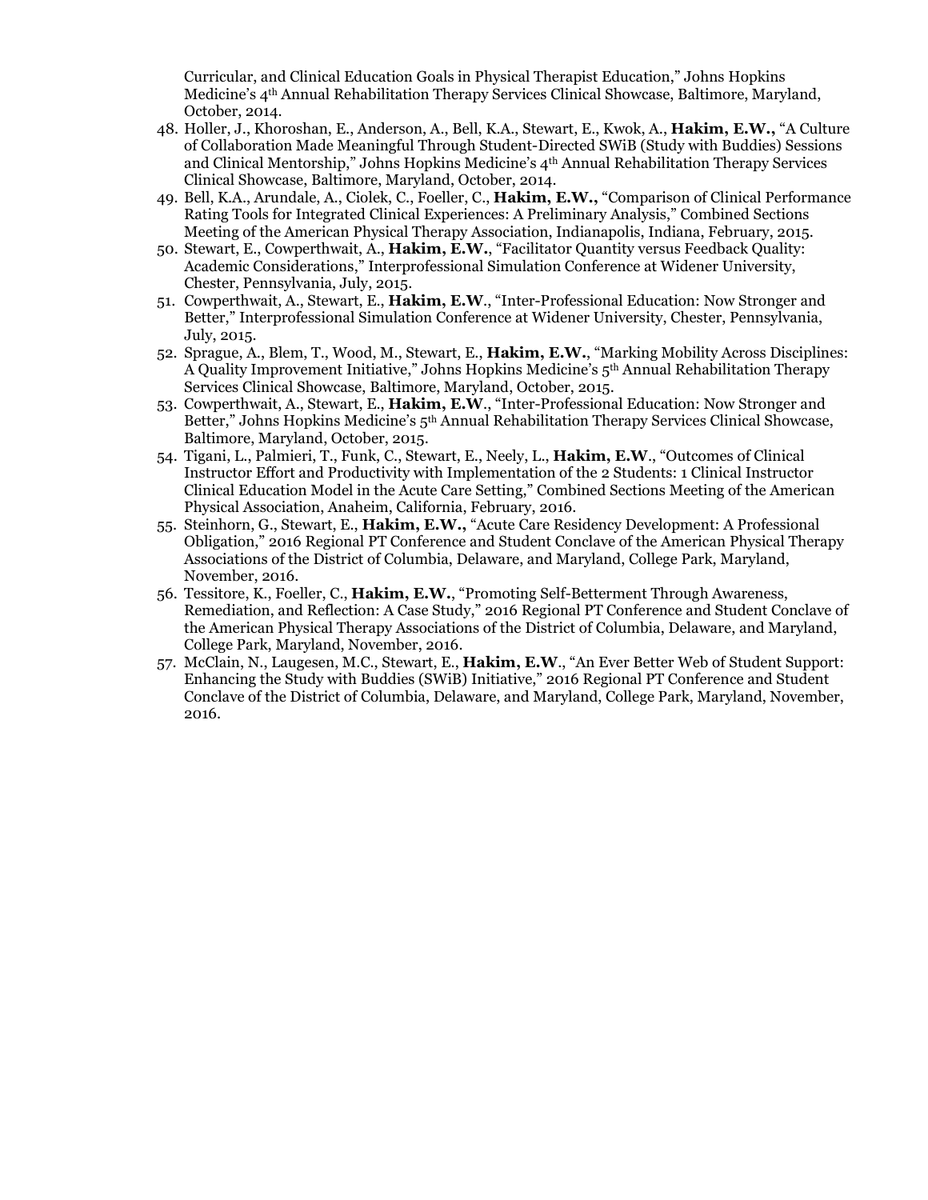Curricular, and Clinical Education Goals in Physical Therapist Education," Johns Hopkins Medicine's 4th Annual Rehabilitation Therapy Services Clinical Showcase, Baltimore, Maryland, October, 2014.

48. Holler, J., Khoroshan, E., Anderson, A., Bell, K.A., Stewart, E., Kwok, A., **Hakim, E.W.,** "A Culture of Collaboration Made Meaningful Through Student-Directed SWiB (Study with Buddies) Sessions and Clinical Mentorship," Johns Hopkins Medicine's 4th Annual Rehabilitation Therapy Services Clinical Showcase, Baltimore, Maryland, October, 2014.
49. Bell, K.A., Arundale, A., Ciolek, C., Foeller, C., **Hakim, E.W.,** "Comparison of Clinical Performance Rating Tools for Integrated Clinical Experiences: A Preliminary Analysis," Combined Sections Meeting of the American Physical Therapy Association, Indianapolis, Indiana, February, 2015.
50. Stewart, E., Cowperthwait, A., **Hakim, E.W.**, "Facilitator Quantity versus Feedback Quality: Academic Considerations," Interprofessional Simulation Conference at Widener University, Chester, Pennsylvania, July, 2015.
51. Cowperthwait, A., Stewart, E., **Hakim, E.W**., "Inter-Professional Education: Now Stronger and Better," Interprofessional Simulation Conference at Widener University, Chester, Pennsylvania, July, 2015.
52. Sprague, A., Blem, T., Wood, M., Stewart, E., **Hakim, E.W.**, "Marking Mobility Across Disciplines: A Quality Improvement Initiative," Johns Hopkins Medicine's 5th Annual Rehabilitation Therapy Services Clinical Showcase, Baltimore, Maryland, October, 2015.
53. Cowperthwait, A., Stewart, E., **Hakim, E.W**., "Inter-Professional Education: Now Stronger and Better," Johns Hopkins Medicine's 5th Annual Rehabilitation Therapy Services Clinical Showcase, Baltimore, Maryland, October, 2015.
54. Tigani, L., Palmieri, T., Funk, C., Stewart, E., Neely, L., **Hakim, E.W**., "Outcomes of Clinical Instructor Effort and Productivity with Implementation of the 2 Students: 1 Clinical Instructor Clinical Education Model in the Acute Care Setting," Combined Sections Meeting of the American Physical Association, Anaheim, California, February, 2016.
55. Steinhorn, G., Stewart, E., **Hakim, E.W.,** "Acute Care Residency Development: A Professional Obligation," 2016 Regional PT Conference and Student Conclave of the American Physical Therapy Associations of the District of Columbia, Delaware, and Maryland, College Park, Maryland, November, 2016.
56. Tessitore, K., Foeller, C., **Hakim, E.W.**, "Promoting Self-Betterment Through Awareness, Remediation, and Reflection: A Case Study," 2016 Regional PT Conference and Student Conclave of the American Physical Therapy Associations of the District of Columbia, Delaware, and Maryland, College Park, Maryland, November, 2016.
57. McClain, N., Laugesen, M.C., Stewart, E., **Hakim, E.W**., "An Ever Better Web of Student Support: Enhancing the Study with Buddies (SWiB) Initiative," 2016 Regional PT Conference and Student Conclave of the District of Columbia, Delaware, and Maryland, College Park, Maryland, November, 2016.